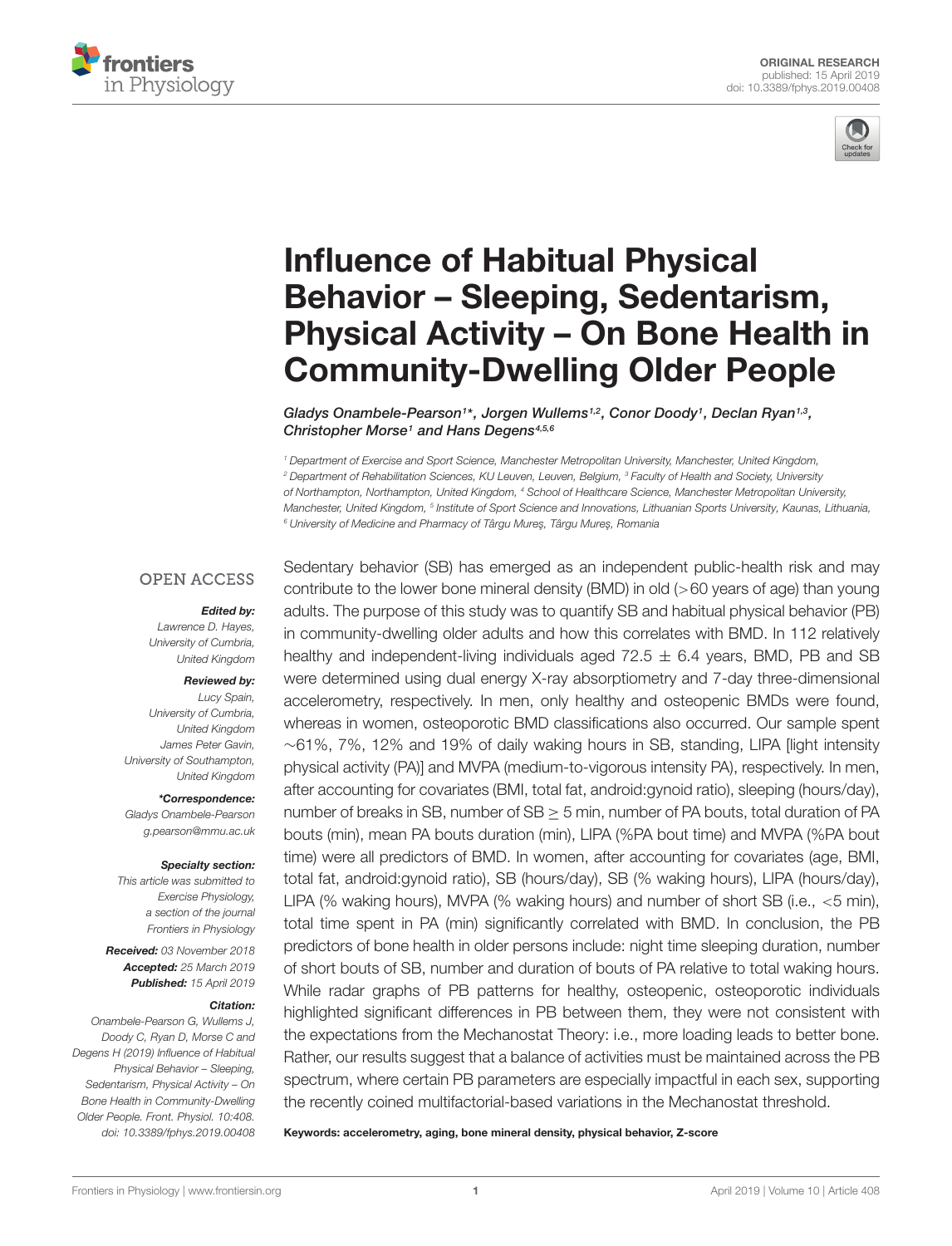ORIGINAL RESEARCH
published: 15 April 2019
doi: 10.3389/fphys.2019.00408

# Influence of Habitual Physical Behavior – Sleeping, Sedentarism, Physical Activity – On Bone Health in Community-Dwelling Older People

*Gladys Onambele-Pearson[1]\*, Jorgen Wullems[1,2], Conor Doody[1], Declan Ryan[1,3], Christopher Morse[1] and Hans Degens[4,5,6]*

[1] Department of Exercise and Sport Science, Manchester Metropolitan University, Manchester, United Kingdom, [2] Department of Rehabilitation Sciences, KU Leuven, Leuven, Belgium, [3] Faculty of Health and Society, University of Northampton, Northampton, United Kingdom, [4] School of Healthcare Science, Manchester Metropolitan University, Manchester, United Kingdom, [5] Institute of Sport Science and Innovations, Lithuanian Sports University, Kaunas, Lithuania, [6] University of Medicine and Pharmacy of Târgu Mureş, Târgu Mureş, Romania

OPEN ACCESS

***Edited by:***
Lawrence D. Hayes,
University of Cumbria,
United Kingdom

***Reviewed by:***
Lucy Spain,
University of Cumbria,
United Kingdom
James Peter Gavin,
University of Southampton,
United Kingdom

***\*Correspondence:***
Gladys Onambele-Pearson
g.pearson@mmu.ac.uk

***Specialty section:***
This article was submitted to
Exercise Physiology,
a section of the journal
Frontiers in Physiology

***Received:*** 03 November 2018
***Accepted:*** 25 March 2019
***Published:*** 15 April 2019

***Citation:***
Onambele-Pearson G, Wullems J, Doody C, Ryan D, Morse C and Degens H (2019) Influence of Habitual Physical Behavior – Sleeping, Sedentarism, Physical Activity – On Bone Health in Community-Dwelling Older People. Front. Physiol. 10:408. doi: 10.3389/fphys.2019.00408

Sedentary behavior (SB) has emerged as an independent public-health risk and may contribute to the lower bone mineral density (BMD) in old (>60 years of age) than young adults. The purpose of this study was to quantify SB and habitual physical behavior (PB) in community-dwelling older adults and how this correlates with BMD. In 112 relatively healthy and independent-living individuals aged $72.5 \pm 6.4$ years, BMD, PB and SB were determined using dual energy X-ray absorptiometry and 7-day three-dimensional accelerometry, respectively. In men, only healthy and osteopenic BMDs were found, whereas in women, osteoporotic BMD classifications also occurred. Our sample spent ~61%, 7%, 12% and 19% of daily waking hours in SB, standing, LIPA [light intensity physical activity (PA)] and MVPA (medium-to-vigorous intensity PA), respectively. In men, after accounting for covariates (BMI, total fat, android:gynoid ratio), sleeping (hours/day), number of breaks in SB, number of SB $\geq$ 5 min, number of PA bouts, total duration of PA bouts (min), mean PA bouts duration (min), LIPA (%PA bout time) and MVPA (%PA bout time) were all predictors of BMD. In women, after accounting for covariates (age, BMI, total fat, android:gynoid ratio), SB (hours/day), SB (% waking hours), LIPA (hours/day), LIPA (% waking hours), MVPA (% waking hours) and number of short SB (i.e., <5 min), total time spent in PA (min) significantly correlated with BMD. In conclusion, the PB predictors of bone health in older persons include: night time sleeping duration, number of short bouts of SB, number and duration of bouts of PA relative to total waking hours. While radar graphs of PB patterns for healthy, osteopenic, osteoporotic individuals highlighted significant differences in PB between them, they were not consistent with the expectations from the Mechanostat Theory: i.e., more loading leads to better bone. Rather, our results suggest that a balance of activities must be maintained across the PB spectrum, where certain PB parameters are especially impactful in each sex, supporting the recently coined multifactorial-based variations in the Mechanostat threshold.

**Keywords: accelerometry, aging, bone mineral density, physical behavior, Z-score**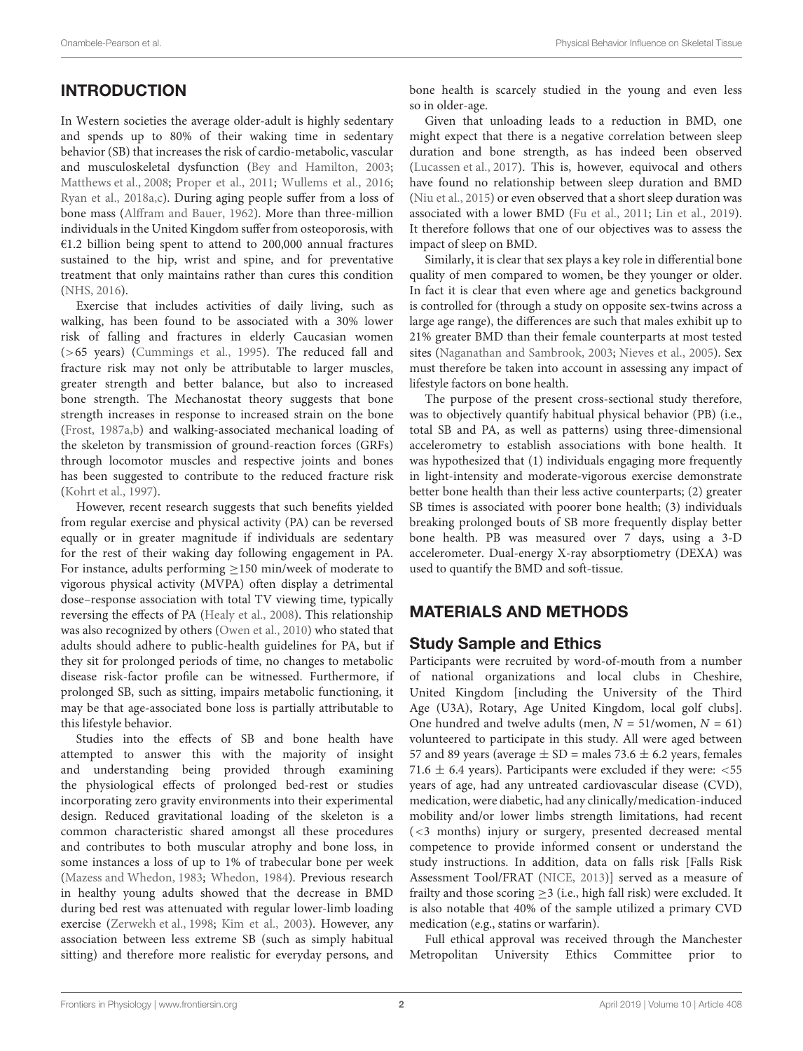## INTRODUCTION

In Western societies the average older-adult is highly sedentary and spends up to 80% of their waking time in sedentary behavior (SB) that increases the risk of cardio-metabolic, vascular and musculoskeletal dysfunction (Bey and Hamilton, 2003; Matthews et al., 2008; Proper et al., 2011; Wullems et al., 2016; Ryan et al., 2018a,c). During aging people suffer from a loss of bone mass (Alffram and Bauer, 1962). More than three-million individuals in the United Kingdom suffer from osteoporosis, with €1.2 billion being spent to attend to 200,000 annual fractures sustained to the hip, wrist and spine, and for preventative treatment that only maintains rather than cures this condition (NHS, 2016).

Exercise that includes activities of daily living, such as walking, has been found to be associated with a 30% lower risk of falling and fractures in elderly Caucasian women (>65 years) (Cummings et al., 1995). The reduced fall and fracture risk may not only be attributable to larger muscles, greater strength and better balance, but also to increased bone strength. The Mechanostat theory suggests that bone strength increases in response to increased strain on the bone (Frost, 1987a,b) and walking-associated mechanical loading of the skeleton by transmission of ground-reaction forces (GRFs) through locomotor muscles and respective joints and bones has been suggested to contribute to the reduced fracture risk (Kohrt et al., 1997).

However, recent research suggests that such benefits yielded from regular exercise and physical activity (PA) can be reversed equally or in greater magnitude if individuals are sedentary for the rest of their waking day following engagement in PA. For instance, adults performing ≥150 min/week of moderate to vigorous physical activity (MVPA) often display a detrimental dose–response association with total TV viewing time, typically reversing the effects of PA (Healy et al., 2008). This relationship was also recognized by others (Owen et al., 2010) who stated that adults should adhere to public-health guidelines for PA, but if they sit for prolonged periods of time, no changes to metabolic disease risk-factor profile can be witnessed. Furthermore, if prolonged SB, such as sitting, impairs metabolic functioning, it may be that age-associated bone loss is partially attributable to this lifestyle behavior.

Studies into the effects of SB and bone health have attempted to answer this with the majority of insight and understanding being provided through examining the physiological effects of prolonged bed-rest or studies incorporating zero gravity environments into their experimental design. Reduced gravitational loading of the skeleton is a common characteristic shared amongst all these procedures and contributes to both muscular atrophy and bone loss, in some instances a loss of up to 1% of trabecular bone per week (Mazess and Whedon, 1983; Whedon, 1984). Previous research in healthy young adults showed that the decrease in BMD during bed rest was attenuated with regular lower-limb loading exercise (Zerwekh et al., 1998; Kim et al., 2003). However, any association between less extreme SB (such as simply habitual sitting) and therefore more realistic for everyday persons, and bone health is scarcely studied in the young and even less so in older-age.

Given that unloading leads to a reduction in BMD, one might expect that there is a negative correlation between sleep duration and bone strength, as has indeed been observed (Lucassen et al., 2017). This is, however, equivocal and others have found no relationship between sleep duration and BMD (Niu et al., 2015) or even observed that a short sleep duration was associated with a lower BMD (Fu et al., 2011; Lin et al., 2019). It therefore follows that one of our objectives was to assess the impact of sleep on BMD.

Similarly, it is clear that sex plays a key role in differential bone quality of men compared to women, be they younger or older. In fact it is clear that even where age and genetics background is controlled for (through a study on opposite sex-twins across a large age range), the differences are such that males exhibit up to 21% greater BMD than their female counterparts at most tested sites (Naganathan and Sambrook, 2003; Nieves et al., 2005). Sex must therefore be taken into account in assessing any impact of lifestyle factors on bone health.

The purpose of the present cross-sectional study therefore, was to objectively quantify habitual physical behavior (PB) (i.e., total SB and PA, as well as patterns) using three-dimensional accelerometry to establish associations with bone health. It was hypothesized that (1) individuals engaging more frequently in light-intensity and moderate-vigorous exercise demonstrate better bone health than their less active counterparts; (2) greater SB times is associated with poorer bone health; (3) individuals breaking prolonged bouts of SB more frequently display better bone health. PB was measured over 7 days, using a 3-D accelerometer. Dual-energy X-ray absorptiometry (DEXA) was used to quantify the BMD and soft-tissue.

## MATERIALS AND METHODS

### Study Sample and Ethics

Participants were recruited by word-of-mouth from a number of national organizations and local clubs in Cheshire, United Kingdom [including the University of the Third Age (U3A), Rotary, Age United Kingdom, local golf clubs]. One hundred and twelve adults (men, $N = 51$/women, $N = 61$) volunteered to participate in this study. All were aged between 57 and 89 years (average ± SD = males 73.6 ± 6.2 years, females 71.6 ± 6.4 years). Participants were excluded if they were: <55 years of age, had any untreated cardiovascular disease (CVD), medication, were diabetic, had any clinically/medication-induced mobility and/or lower limbs strength limitations, had recent (<3 months) injury or surgery, presented decreased mental competence to provide informed consent or understand the study instructions. In addition, data on falls risk [Falls Risk Assessment Tool/FRAT (NICE, 2013)] served as a measure of frailty and those scoring ≥3 (i.e., high fall risk) were excluded. It is also notable that 40% of the sample utilized a primary CVD medication (e.g., statins or warfarin).

Full ethical approval was received through the Manchester Metropolitan University Ethics Committee prior to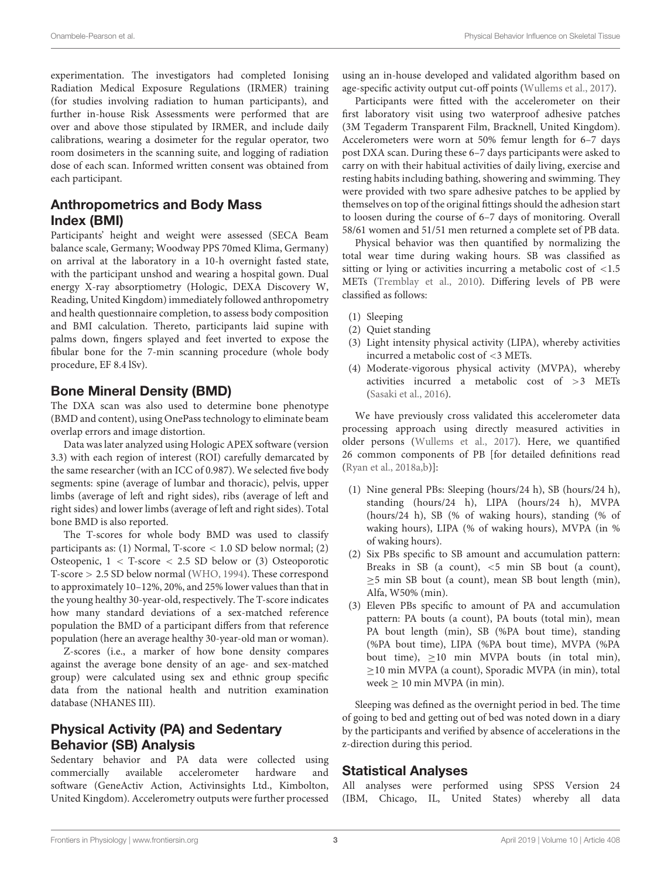experimentation. The investigators had completed Ionising Radiation Medical Exposure Regulations (IRMER) training (for studies involving radiation to human participants), and further in-house Risk Assessments were performed that are over and above those stipulated by IRMER, and include daily calibrations, wearing a dosimeter for the regular operator, two room dosimeters in the scanning suite, and logging of radiation dose of each scan. Informed written consent was obtained from each participant.

## Anthropometrics and Body Mass Index (BMI)

Participants' height and weight were assessed (SECA Beam balance scale, Germany; Woodway PPS 70med Klima, Germany) on arrival at the laboratory in a 10-h overnight fasted state, with the participant unshod and wearing a hospital gown. Dual energy X-ray absorptiometry (Hologic, DEXA Discovery W, Reading, United Kingdom) immediately followed anthropometry and health questionnaire completion, to assess body composition and BMI calculation. Thereto, participants laid supine with palms down, fingers splayed and feet inverted to expose the fibular bone for the 7-min scanning procedure (whole body procedure, EF 8.4 lSv).

## Bone Mineral Density (BMD)

The DXA scan was also used to determine bone phenotype (BMD and content), using OnePass technology to eliminate beam overlap errors and image distortion.

Data was later analyzed using Hologic APEX software (version 3.3) with each region of interest (ROI) carefully demarcated by the same researcher (with an ICC of 0.987). We selected five body segments: spine (average of lumbar and thoracic), pelvis, upper limbs (average of left and right sides), ribs (average of left and right sides) and lower limbs (average of left and right sides). Total bone BMD is also reported.

The T-scores for whole body BMD was used to classify participants as: (1) Normal, T-score < 1.0 SD below normal; (2) Osteopenic, 1 < T-score < 2.5 SD below or (3) Osteoporotic T-score > 2.5 SD below normal (WHO, 1994). These correspond to approximately 10–12%, 20%, and 25% lower values than that in the young healthy 30-year-old, respectively. The T-score indicates how many standard deviations of a sex-matched reference population the BMD of a participant differs from that reference population (here an average healthy 30-year-old man or woman).

Z-scores (i.e., a marker of how bone density compares against the average bone density of an age- and sex-matched group) were calculated using sex and ethnic group specific data from the national health and nutrition examination database (NHANES III).

## Physical Activity (PA) and Sedentary Behavior (SB) Analysis

Sedentary behavior and PA data were collected using commercially available accelerometer hardware and software (GeneActiv Action, Activinsights Ltd., Kimbolton, United Kingdom). Accelerometry outputs were further processed using an in-house developed and validated algorithm based on age-specific activity output cut-off points (Wullems et al., 2017).

Participants were fitted with the accelerometer on their first laboratory visit using two waterproof adhesive patches (3M Tegaderm Transparent Film, Bracknell, United Kingdom). Accelerometers were worn at 50% femur length for 6–7 days post DXA scan. During these 6–7 days participants were asked to carry on with their habitual activities of daily living, exercise and resting habits including bathing, showering and swimming. They were provided with two spare adhesive patches to be applied by themselves on top of the original fittings should the adhesion start to loosen during the course of 6–7 days of monitoring. Overall 58/61 women and 51/51 men returned a complete set of PB data.

Physical behavior was then quantified by normalizing the total wear time during waking hours. SB was classified as sitting or lying or activities incurring a metabolic cost of <1.5 METs (Tremblay et al., 2010). Differing levels of PB were classified as follows:

1. Sleeping
2. Quiet standing
3. Light intensity physical activity (LIPA), whereby activities incurred a metabolic cost of <3 METs.
4. Moderate-vigorous physical activity (MVPA), whereby activities incurred a metabolic cost of >3 METs (Sasaki et al., 2016).

We have previously cross validated this accelerometer data processing approach using directly measured activities in older persons (Wullems et al., 2017). Here, we quantified 26 common components of PB [for detailed definitions read (Ryan et al., 2018a,b)]:

1. Nine general PBs: Sleeping (hours/24 h), SB (hours/24 h), standing (hours/24 h), LIPA (hours/24 h), MVPA (hours/24 h), SB (% of waking hours), standing (% of waking hours), LIPA (% of waking hours), MVPA (in % of waking hours).
2. Six PBs specific to SB amount and accumulation pattern: Breaks in SB (a count), <5 min SB bout (a count), ≥5 min SB bout (a count), mean SB bout length (min), Alfa, W50% (min).
3. Eleven PBs specific to amount of PA and accumulation pattern: PA bouts (a count), PA bouts (total min), mean PA bout length (min), SB (%PA bout time), standing (%PA bout time), LIPA (%PA bout time), MVPA (%PA bout time), ≥10 min MVPA bouts (in total min), ≥10 min MVPA (a count), Sporadic MVPA (in min), total week ≥ 10 min MVPA (in min).

Sleeping was defined as the overnight period in bed. The time of going to bed and getting out of bed was noted down in a diary by the participants and verified by absence of accelerations in the z-direction during this period.

## Statistical Analyses

All analyses were performed using SPSS Version 24 (IBM, Chicago, IL, United States) whereby all data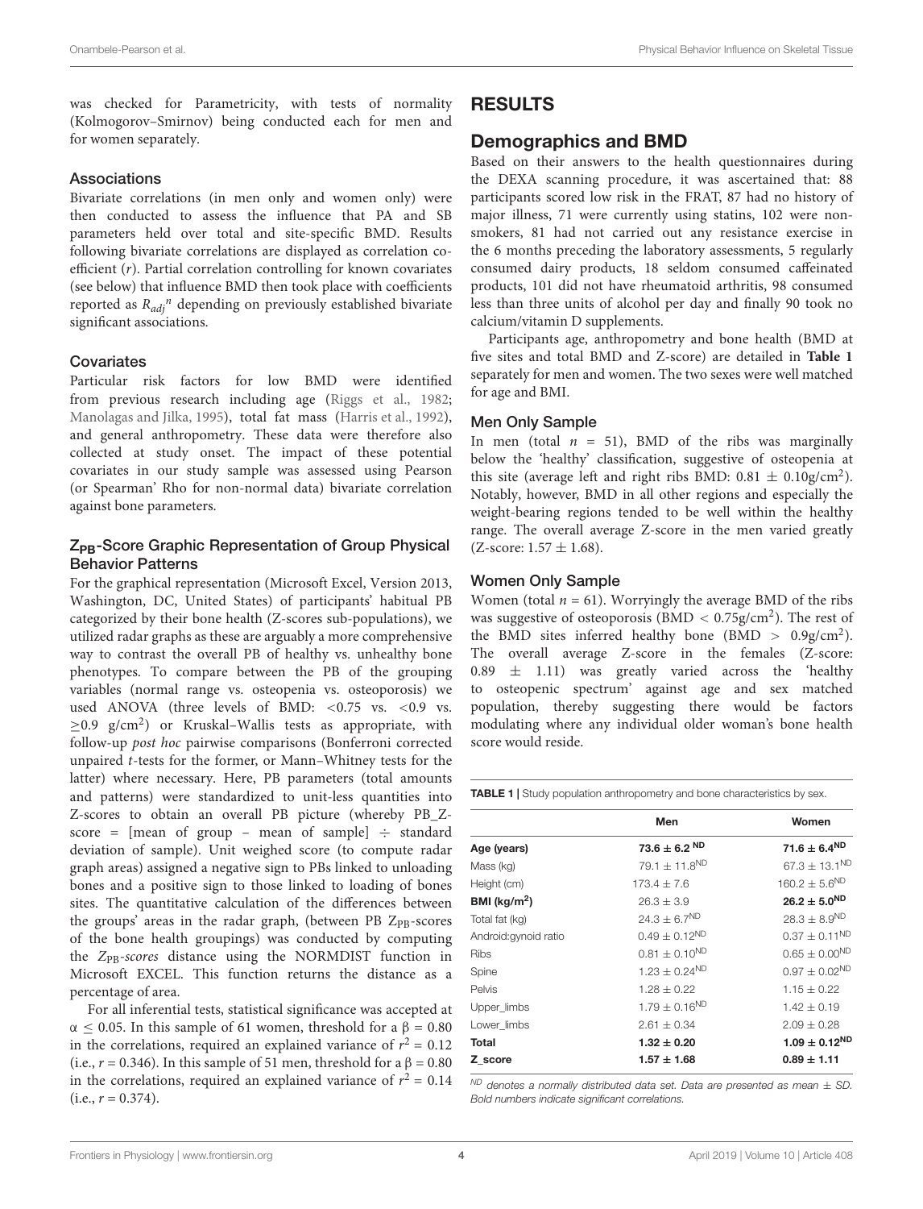was checked for Parametricity, with tests of normality (Kolmogorov–Smirnov) being conducted each for men and for women separately.

### Associations

Bivariate correlations (in men only and women only) were then conducted to assess the influence that PA and SB parameters held over total and site-specific BMD. Results following bivariate correlations are displayed as correlation co-efficient ($r$). Partial correlation controlling for known covariates (see below) that influence BMD then took place with coefficients reported as $R_{adj}{}^{n}$ depending on previously established bivariate significant associations.

### Covariates

Particular risk factors for low BMD were identified from previous research including age (Riggs et al., 1982; Manolagas and Jilka, 1995), total fat mass (Harris et al., 1992), and general anthropometry. These data were therefore also collected at study onset. The impact of these potential covariates in our study sample was assessed using Pearson (or Spearman' Rho for non-normal data) bivariate correlation against bone parameters.

### $Z_{PB}$-Score Graphic Representation of Group Physical Behavior Patterns

For the graphical representation (Microsoft Excel, Version 2013, Washington, DC, United States) of participants' habitual PB categorized by their bone health (Z-scores sub-populations), we utilized radar graphs as these are arguably a more comprehensive way to contrast the overall PB of healthy vs. unhealthy bone phenotypes. To compare between the PB of the grouping variables (normal range vs. osteopenia vs. osteoporosis) we used ANOVA (three levels of BMD: <0.75 vs. <0.9 vs. ≥0.9 g/cm$^2$) or Kruskal–Wallis tests as appropriate, with follow-up *post hoc* pairwise comparisons (Bonferroni corrected unpaired $t$-tests for the former, or Mann–Whitney tests for the latter) where necessary. Here, PB parameters (total amounts and patterns) were standardized to unit-less quantities into Z-scores to obtain an overall PB picture (whereby PB_Z-score = [mean of group – mean of sample] ÷ standard deviation of sample). Unit weighed score (to compute radar graph areas) assigned a negative sign to PBs linked to unloading bones and a positive sign to those linked to loading of bones sites. The quantitative calculation of the differences between the groups' areas in the radar graph, (between PB $Z_{PB}$-scores of the bone health groupings) was conducted by computing the $Z_{PB}$-*scores* distance using the NORMDIST function in Microsoft EXCEL. This function returns the distance as a percentage of area.

For all inferential tests, statistical significance was accepted at $\alpha \leq 0.05$. In this sample of 61 women, threshold for a $\beta = 0.80$ in the correlations, required an explained variance of $r^2 = 0.12$ (i.e., $r = 0.346$). In this sample of 51 men, threshold for a $\beta = 0.80$ in the correlations, required an explained variance of $r^2 = 0.14$ (i.e., $r = 0.374$).

# RESULTS

## Demographics and BMD

Based on their answers to the health questionnaires during the DEXA scanning procedure, it was ascertained that: 88 participants scored low risk in the FRAT, 87 had no history of major illness, 71 were currently using statins, 102 were non-smokers, 81 had not carried out any resistance exercise in the 6 months preceding the laboratory assessments, 5 regularly consumed dairy products, 18 seldom consumed caffeinated products, 101 did not have rheumatoid arthritis, 98 consumed less than three units of alcohol per day and finally 90 took no calcium/vitamin D supplements.

Participants age, anthropometry and bone health (BMD at five sites and total BMD and Z-score) are detailed in **Table 1** separately for men and women. The two sexes were well matched for age and BMI.

### Men Only Sample

In men (total $n$ = 51), BMD of the ribs was marginally below the 'healthy' classification, suggestive of osteopenia at this site (average left and right ribs BMD: 0.81 ± 0.10g/cm$^2$). Notably, however, BMD in all other regions and especially the weight-bearing regions tended to be well within the healthy range. The overall average Z-score in the men varied greatly (Z-score: 1.57 ± 1.68).

### Women Only Sample

Women (total $n$ = 61). Worryingly the average BMD of the ribs was suggestive of osteoporosis (BMD < 0.75g/cm$^2$). The rest of the BMD sites inferred healthy bone (BMD > 0.9g/cm$^2$). The overall average Z-score in the females (Z-score: 0.89 ± 1.11) was greatly varied across the 'healthy to osteopenic spectrum' against age and sex matched population, thereby suggesting there would be factors modulating where any individual older woman's bone health score would reside.

**TABLE 1** | Study population anthropometry and bone characteristics by sex.

| | Men | Women |
|---|---|---|
| **Age (years)** | **73.6 ± 6.2 $^{ND}$** | **71.6 ± 6.4$^{ND}$** |
| Mass (kg) | 79.1 ± 11.8$^{ND}$ | 67.3 ± 13.1$^{ND}$ |
| Height (cm) | 173.4 ± 7.6 | 160.2 ± 5.6$^{ND}$ |
| **BMI (kg/m$^2$)** | **26.3 ± 3.9** | **26.2 ± 5.0$^{ND}$** |
| Total fat (kg) | 24.3 ± 6.7$^{ND}$ | 28.3 ± 8.9$^{ND}$ |
| Android:gynoid ratio | 0.49 ± 0.12$^{ND}$ | 0.37 ± 0.11$^{ND}$ |
| Ribs | 0.81 ± 0.10$^{ND}$ | 0.65 ± 0.00$^{ND}$ |
| Spine | 1.23 ± 0.24$^{ND}$ | 0.97 ± 0.02$^{ND}$ |
| Pelvis | 1.28 ± 0.22 | 1.15 ± 0.22 |
| Upper_limbs | 1.79 ± 0.16$^{ND}$ | 1.42 ± 0.19 |
| Lower_limbs | 2.61 ± 0.34 | 2.09 ± 0.28 |
| **Total** | **1.32 ± 0.20** | **1.09 ± 0.12$^{ND}$** |
| **Z_score** | **1.57 ± 1.68** | **0.89 ± 1.11** |

$^{ND}$ *denotes a normally distributed data set. Data are presented as mean ± SD. Bold numbers indicate significant correlations.*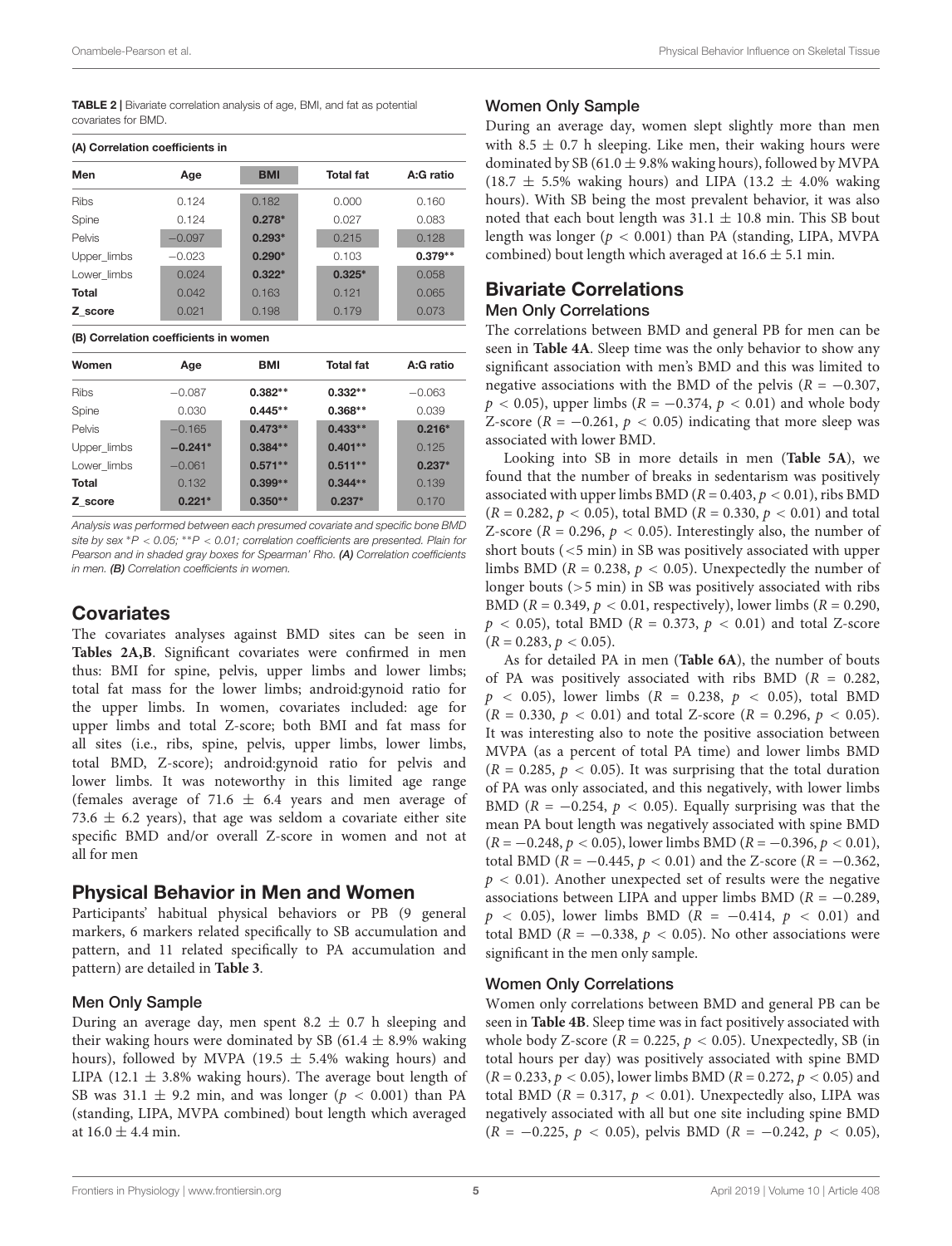**TABLE 2 |** Bivariate correlation analysis of age, BMI, and fat as potential covariates for BMD.

**(A) Correlation coefficients in**

| Men | Age | BMI | Total fat | A:G ratio |
|---|---|---|---|---|
| Ribs | 0.124 | 0.182 | 0.000 | 0.160 |
| Spine | 0.124 | **0.278*** | 0.027 | 0.083 |
| Pelvis | −0.097 | **0.293*** | 0.215 | 0.128 |
| Upper_limbs | −0.023 | **0.290*** | 0.103 | **0.379**** |
| Lower_limbs | 0.024 | **0.322*** | **0.325*** | 0.058 |
| **Total** | 0.042 | 0.163 | 0.121 | 0.065 |
| **Z_score** | 0.021 | 0.198 | 0.179 | 0.073 |

**(B) Correlation coefficients in women**

| Women | Age | BMI | Total fat | A:G ratio |
|---|---|---|---|---|
| Ribs | −0.087 | **0.382**** | **0.332**** | −0.063 |
| Spine | 0.030 | **0.445**** | **0.368**** | 0.039 |
| Pelvis | −0.165 | **0.473**** | **0.433**** | **0.216*** |
| Upper_limbs | **−0.241*** | **0.384**** | **0.401**** | 0.125 |
| Lower_limbs | −0.061 | **0.571**** | **0.511**** | **0.237*** |
| **Total** | 0.132 | **0.399**** | **0.344**** | 0.139 |
| **Z_score** | **0.221*** | **0.350**** | **0.237*** | 0.170 |

*Analysis was performed between each presumed covariate and specific bone BMD site by sex *P < 0.05; **P < 0.01; correlation coefficients are presented. Plain for Pearson and in shaded gray boxes for Spearman' Rho.* ***(A)*** *Correlation coefficients in men.* ***(B)*** *Correlation coefficients in women.*

## Covariates

The covariates analyses against BMD sites can be seen in **Tables 2A,B**. Significant covariates were confirmed in men thus: BMI for spine, pelvis, upper limbs and lower limbs; total fat mass for the lower limbs; android:gynoid ratio for the upper limbs. In women, covariates included: age for upper limbs and total Z-score; both BMI and fat mass for all sites (i.e., ribs, spine, pelvis, upper limbs, lower limbs, total BMD, Z-score); android:gynoid ratio for pelvis and lower limbs. It was noteworthy in this limited age range (females average of 71.6 ± 6.4 years and men average of 73.6 ± 6.2 years), that age was seldom a covariate either site specific BMD and/or overall Z-score in women and not at all for men

## Physical Behavior in Men and Women

Participants' habitual physical behaviors or PB (9 general markers, 6 markers related specifically to SB accumulation and pattern, and 11 related specifically to PA accumulation and pattern) are detailed in **Table 3**.

### Men Only Sample

During an average day, men spent 8.2 ± 0.7 h sleeping and their waking hours were dominated by SB (61.4 ± 8.9% waking hours), followed by MVPA (19.5 ± 5.4% waking hours) and LIPA (12.1 ± 3.8% waking hours). The average bout length of SB was 31.1 ± 9.2 min, and was longer ($p < 0.001$) than PA (standing, LIPA, MVPA combined) bout length which averaged at 16.0 ± 4.4 min.

### Women Only Sample

During an average day, women slept slightly more than men with 8.5 ± 0.7 h sleeping. Like men, their waking hours were dominated by SB (61.0 ± 9.8% waking hours), followed by MVPA (18.7 ± 5.5% waking hours) and LIPA (13.2 ± 4.0% waking hours). With SB being the most prevalent behavior, it was also noted that each bout length was 31.1 ± 10.8 min. This SB bout length was longer ($p < 0.001$) than PA (standing, LIPA, MVPA combined) bout length which averaged at 16.6 ± 5.1 min.

## Bivariate Correlations

### Men Only Correlations

The correlations between BMD and general PB for men can be seen in **Table 4A**. Sleep time was the only behavior to show any significant association with men's BMD and this was limited to negative associations with the BMD of the pelvis ($R = -0.307$, $p < 0.05$), upper limbs ($R = -0.374$, $p < 0.01$) and whole body Z-score ($R = -0.261$, $p < 0.05$) indicating that more sleep was associated with lower BMD.

Looking into SB in more details in men (**Table 5A**), we found that the number of breaks in sedentarism was positively associated with upper limbs BMD ($R = 0.403$, $p < 0.01$), ribs BMD ($R = 0.282$, $p < 0.05$), total BMD ($R = 0.330$, $p < 0.01$) and total Z-score ($R = 0.296$, $p < 0.05$). Interestingly also, the number of short bouts (<5 min) in SB was positively associated with upper limbs BMD ($R = 0.238$, $p < 0.05$). Unexpectedly the number of longer bouts (>5 min) in SB was positively associated with ribs BMD ($R = 0.349$, $p < 0.01$, respectively), lower limbs ($R = 0.290$, $p < 0.05$), total BMD ($R = 0.373$, $p < 0.01$) and total Z-score ($R = 0.283$, $p < 0.05$).

As for detailed PA in men (**Table 6A**), the number of bouts of PA was positively associated with ribs BMD ($R = 0.282$, $p < 0.05$), lower limbs ($R = 0.238$, $p < 0.05$), total BMD ($R = 0.330$, $p < 0.01$) and total Z-score ($R = 0.296$, $p < 0.05$). It was interesting also to note the positive association between MVPA (as a percent of total PA time) and lower limbs BMD ($R = 0.285$, $p < 0.05$). It was surprising that the total duration of PA was only associated, and this negatively, with lower limbs BMD ($R = -0.254$, $p < 0.05$). Equally surprising was that the mean PA bout length was negatively associated with spine BMD ($R = -0.248$, $p < 0.05$), lower limbs BMD ($R = -0.396$, $p < 0.01$), total BMD ($R = -0.445$, $p < 0.01$) and the Z-score ($R = -0.362$, $p < 0.01$). Another unexpected set of results were the negative associations between LIPA and upper limbs BMD ($R = -0.289$, $p < 0.05$), lower limbs BMD ($R = -0.414$, $p < 0.01$) and total BMD ($R = -0.338$, $p < 0.05$). No other associations were significant in the men only sample.

### Women Only Correlations

Women only correlations between BMD and general PB can be seen in **Table 4B**. Sleep time was in fact positively associated with whole body Z-score ($R = 0.225$, $p < 0.05$). Unexpectedly, SB (in total hours per day) was positively associated with spine BMD ($R = 0.233$, $p < 0.05$), lower limbs BMD ($R = 0.272$, $p < 0.05$) and total BMD ($R = 0.317$, $p < 0.01$). Unexpectedly also, LIPA was negatively associated with all but one site including spine BMD ($R = -0.225$, $p < 0.05$), pelvis BMD ($R = -0.242$, $p < 0.05$),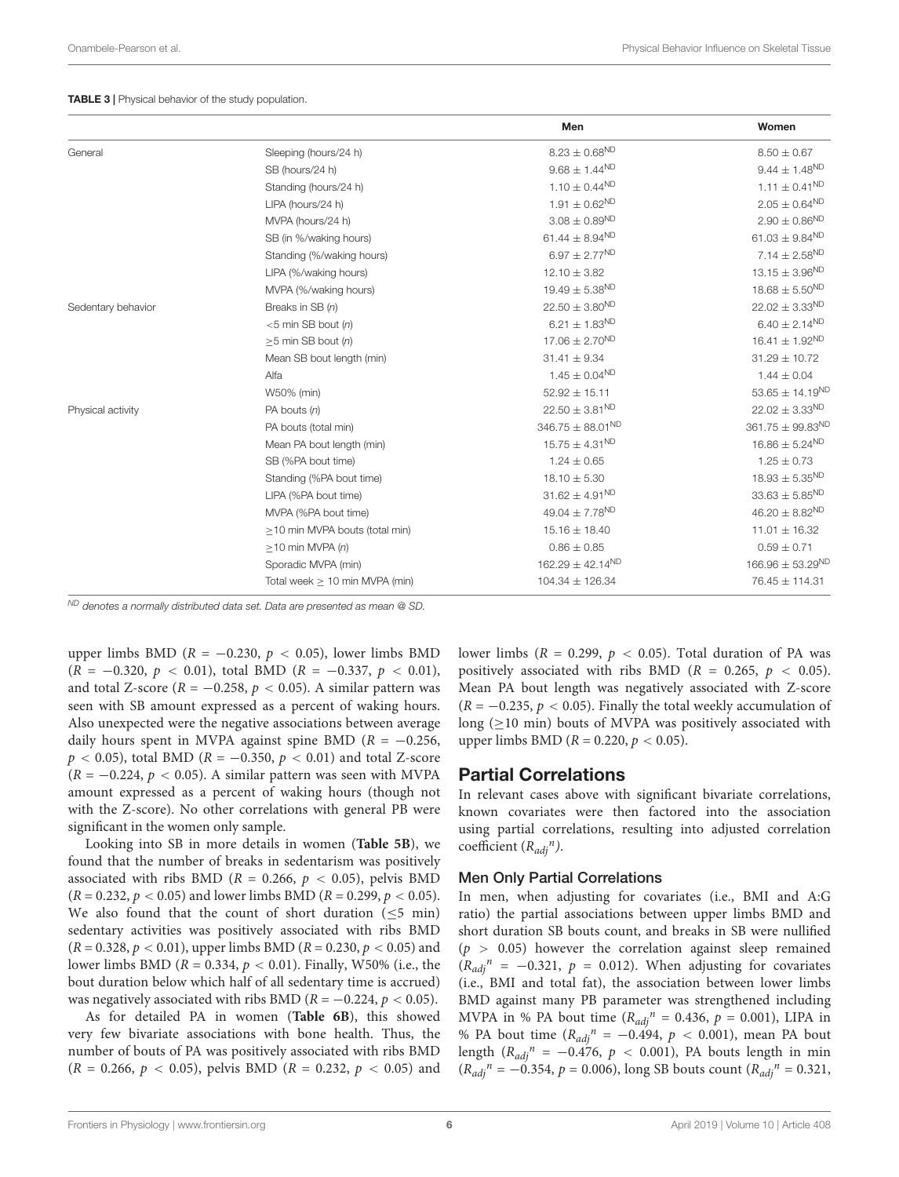**TABLE 3 |** Physical behavior of the study population.

| | | Men | Women |
|---|---|---|---|
| General | Sleeping (hours/24 h) | $8.23 \pm 0.68^{ND}$ | $8.50 \pm 0.67$ |
| | SB (hours/24 h) | $9.68 \pm 1.44^{ND}$ | $9.44 \pm 1.48^{ND}$ |
| | Standing (hours/24 h) | $1.10 \pm 0.44^{ND}$ | $1.11 \pm 0.41^{ND}$ |
| | LIPA (hours/24 h) | $1.91 \pm 0.62^{ND}$ | $2.05 \pm 0.64^{ND}$ |
| | MVPA (hours/24 h) | $3.08 \pm 0.89^{ND}$ | $2.90 \pm 0.86^{ND}$ |
| | SB (in %/waking hours) | $61.44 \pm 8.94^{ND}$ | $61.03 \pm 9.84^{ND}$ |
| | Standing (%/waking hours) | $6.97 \pm 2.77^{ND}$ | $7.14 \pm 2.58^{ND}$ |
| | LIPA (%/waking hours) | $12.10 \pm 3.82$ | $13.15 \pm 3.96^{ND}$ |
| | MVPA (%/waking hours) | $19.49 \pm 5.38^{ND}$ | $18.68 \pm 5.50^{ND}$ |
| Sedentary behavior | Breaks in SB ($n$) | $22.50 \pm 3.80^{ND}$ | $22.02 \pm 3.33^{ND}$ |
| | <5 min SB bout ($n$) | $6.21 \pm 1.83^{ND}$ | $6.40 \pm 2.14^{ND}$ |
| | ≥5 min SB bout ($n$) | $17.06 \pm 2.70^{ND}$ | $16.41 \pm 1.92^{ND}$ |
| | Mean SB bout length (min) | $31.41 \pm 9.34$ | $31.29 \pm 10.72$ |
| | Alfa | $1.45 \pm 0.04^{ND}$ | $1.44 \pm 0.04$ |
| | W50% (min) | $52.92 \pm 15.11$ | $53.65 \pm 14.19^{ND}$ |
| Physical activity | PA bouts ($n$) | $22.50 \pm 3.81^{ND}$ | $22.02 \pm 3.33^{ND}$ |
| | PA bouts (total min) | $346.75 \pm 88.01^{ND}$ | $361.75 \pm 99.83^{ND}$ |
| | Mean PA bout length (min) | $15.75 \pm 4.31^{ND}$ | $16.86 \pm 5.24^{ND}$ |
| | SB (%PA bout time) | $1.24 \pm 0.65$ | $1.25 \pm 0.73$ |
| | Standing (%PA bout time) | $18.10 \pm 5.30$ | $18.93 \pm 5.35^{ND}$ |
| | LIPA (%PA bout time) | $31.62 \pm 4.91^{ND}$ | $33.63 \pm 5.85^{ND}$ |
| | MVPA (%PA bout time) | $49.04 \pm 7.78^{ND}$ | $46.20 \pm 8.82^{ND}$ |
| | ≥10 min MVPA bouts (total min) | $15.16 \pm 18.40$ | $11.01 \pm 16.32$ |
| | ≥10 min MVPA ($n$) | $0.86 \pm 0.85$ | $0.59 \pm 0.71$ |
| | Sporadic MVPA (min) | $162.29 \pm 42.14^{ND}$ | $166.96 \pm 53.29^{ND}$ |
| | Total week ≥ 10 min MVPA (min) | $104.34 \pm 126.34$ | $76.45 \pm 114.31$ |

*ND denotes a normally distributed data set. Data are presented as mean @ SD.*

upper limbs BMD ($R = -0.230$, $p < 0.05$), lower limbs BMD ($R = -0.320$, $p < 0.01$), total BMD ($R = -0.337$, $p < 0.01$), and total Z-score ($R = -0.258$, $p < 0.05$). A similar pattern was seen with SB amount expressed as a percent of waking hours. Also unexpected were the negative associations between average daily hours spent in MVPA against spine BMD ($R = -0.256$, $p < 0.05$), total BMD ($R = -0.350$, $p < 0.01$) and total Z-score ($R = -0.224$, $p < 0.05$). A similar pattern was seen with MVPA amount expressed as a percent of waking hours (though not with the Z-score). No other correlations with general PB were significant in the women only sample.

Looking into SB in more details in women (**Table 5B**), we found that the number of breaks in sedentarism was positively associated with ribs BMD ($R = 0.266$, $p < 0.05$), pelvis BMD ($R = 0.232$, $p < 0.05$) and lower limbs BMD ($R = 0.299$, $p < 0.05$). We also found that the count of short duration (≤5 min) sedentary activities was positively associated with ribs BMD ($R = 0.328$, $p < 0.01$), upper limbs BMD ($R = 0.230$, $p < 0.05$) and lower limbs BMD ($R = 0.334$, $p < 0.01$). Finally, W50% (i.e., the bout duration below which half of all sedentary time is accrued) was negatively associated with ribs BMD ($R = -0.224$, $p < 0.05$).

As for detailed PA in women (**Table 6B**), this showed very few bivariate associations with bone health. Thus, the number of bouts of PA was positively associated with ribs BMD ($R = 0.266$, $p < 0.05$), pelvis BMD ($R = 0.232$, $p < 0.05$) and lower limbs ($R = 0.299$, $p < 0.05$). Total duration of PA was positively associated with ribs BMD ($R = 0.265$, $p < 0.05$). Mean PA bout length was negatively associated with Z-score ($R = -0.235$, $p < 0.05$). Finally the total weekly accumulation of long (≥10 min) bouts of MVPA was positively associated with upper limbs BMD ($R = 0.220$, $p < 0.05$).

## Partial Correlations

In relevant cases above with significant bivariate correlations, known covariates were then factored into the association using partial correlations, resulting into adjusted correlation coefficient ($R_{adj}{}^{n}$).

### Men Only Partial Correlations

In men, when adjusting for covariates (i.e., BMI and A:G ratio) the partial associations between upper limbs BMD and short duration SB bouts count, and breaks in SB were nullified ($p > 0.05$) however the correlation against sleep remained ($R_{adj}{}^{n} = -0.321$, $p = 0.012$). When adjusting for covariates (i.e., BMI and total fat), the association between lower limbs BMD against many PB parameter was strengthened including MVPA in % PA bout time ($R_{adj}{}^{n} = 0.436$, $p = 0.001$), LIPA in % PA bout time ($R_{adj}{}^{n} = -0.494$, $p < 0.001$), mean PA bout length ($R_{adj}{}^{n} = -0.476$, $p < 0.001$), PA bouts length in min ($R_{adj}{}^{n} = -0.354$, $p = 0.006$), long SB bouts count ($R_{adj}{}^{n} = 0.321$,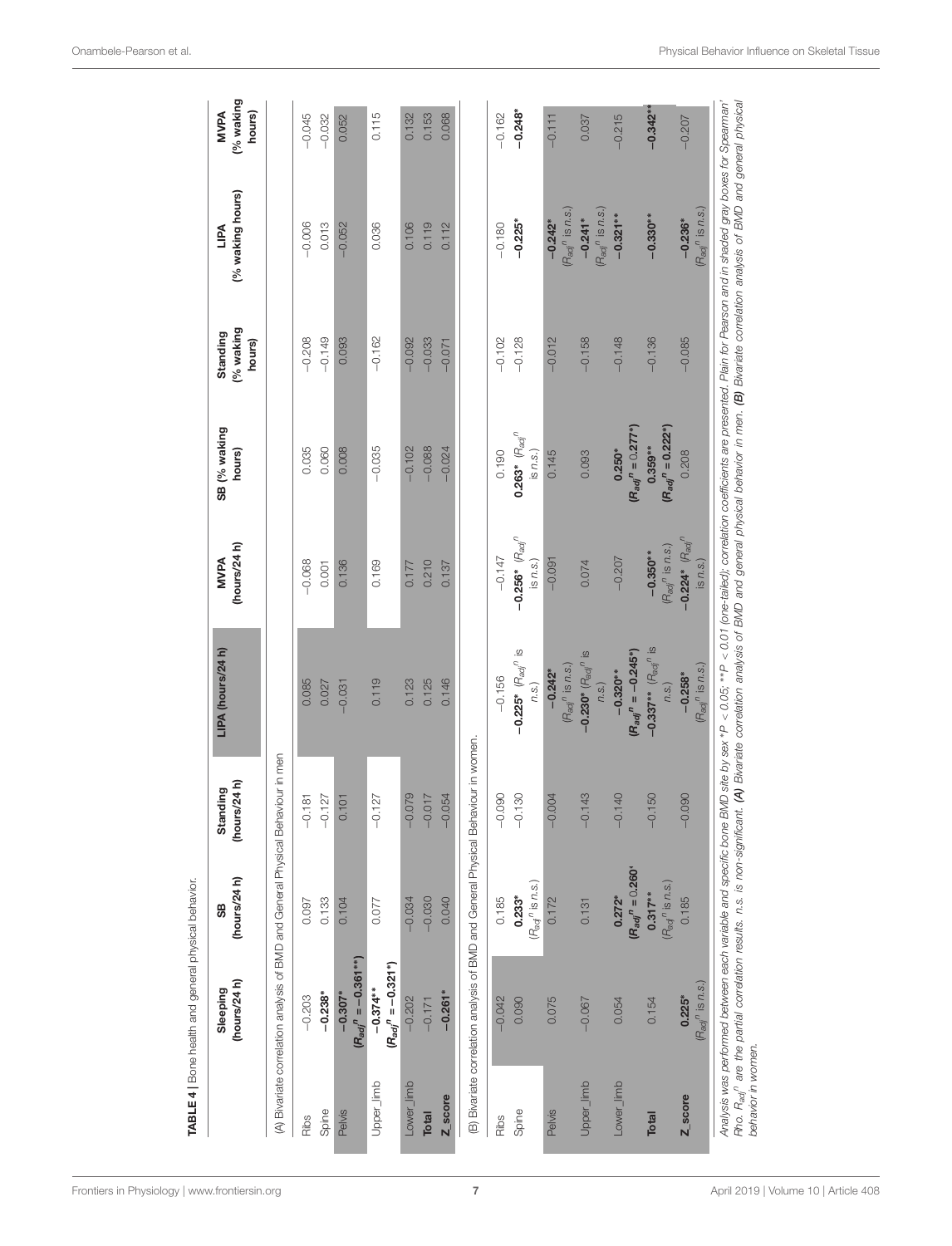**TABLE 4 |** Bone health and general physical behavior.

| | Sleeping (hours/24 h) | SB (hours/24 h) | Standing (hours/24 h) | LIPA (hours/24 h) | MVPA (hours/24 h) | SB (% waking hours) | Standing (% waking hours) | LIPA (% waking hours) | MVPA (% waking hours) |
|---|---|---|---|---|---|---|---|---|---|
| **(A) Bivariate correlation analysis of BMD and General Physical Behaviour in men** | | | | | | | | | |
| Ribs | −0.203 | 0.097 | −0.181 | 0.085 | −0.068 | 0.035 | −0.208 | −0.006 | −0.045 |
| Spine | **−0.238*** | 0.133 | −0.127 | 0.027 | 0.001 | 0.060 | −0.149 | 0.013 | −0.032 |
| Pelvis | **−0.307*** ($R_{adj}^{n}$ **= −0.361****) | 0.104 | 0.101 | −0.031 | 0.136 | 0.008 | 0.093 | −0.052 | 0.052 |
| Upper_limb | **−0.374**** ($R_{adj}^{n}$ **= −0.321***) | 0.077 | −0.127 | 0.119 | 0.169 | −0.035 | −0.162 | 0.036 | 0.115 |
| Lower_limb | −0.202 | −0.034 | −0.079 | 0.123 | 0.177 | −0.102 | −0.092 | 0.106 | 0.132 |
| **Total** | −0.171 | −0.030 | −0.017 | 0.125 | 0.210 | −0.088 | −0.033 | 0.119 | 0.153 |
| **Z_score** | **−0.261*** | 0.040 | −0.054 | 0.146 | 0.137 | −0.024 | −0.071 | 0.112 | 0.068 |
| **(B) Bivariate correlation analysis of BMD and General Physical Behaviour in women.** | | | | | | | | | |
| Ribs | −0.042 | 0.185 | −0.090 | −0.156 | −0.147 | 0.190 | −0.102 | −0.180 | −0.162 |
| Spine | 0.090 | **0.233*** ($R_{adj}^{n}$ is n.s.) | −0.130 | **−0.225*** ($R_{adj}^{n}$ is n.s.) | **−0.256*** ($R_{adj}^{n}$ is n.s.) | **0.263*** ($R_{adj}^{n}$ is n.s.) | −0.128 | **−0.225*** | **−0.248*** |
| Pelvis | 0.075 | 0.172 | −0.004 | **−0.242*** ($R_{adj}^{n}$ is n.s.) | −0.091 | 0.145 | −0.012 | **−0.242*** ($R_{adj}^{n}$ is n.s.) | −0.111 |
| Upper_limb | −0.067 | 0.131 | −0.143 | **−0.230*** ($R_{adj}^{n}$ is n.s.) | 0.074 | 0.093 | −0.158 | **−0.241*** ($R_{adj}^{n}$ is n.s.) | 0.037 |
| Lower_limb | 0.054 | **0.272*** ($R_{adj}^{n}$ **= 0.260***) | −0.140 | **−0.320**** ($R_{adj}^{n}$ **= −0.245***) | −0.207 | **0.250*** ($R_{adj}^{n}$ **= 0.277***) | −0.148 | **−0.321**** | −0.215 |
| **Total** | 0.154 | **0.317**** ($R_{adj}^{n}$ is n.s.) | −0.150 | **−0.337**** ($R_{adj}^{n}$ is n.s.) | **−0.350**** ($R_{adj}^{n}$ is n.s.) | **0.359**** ($R_{adj}^{n}$ **= 0.222***) | −0.136 | **−0.330**** | **−0.342**** |
| **Z_score** | **0.225*** ($R_{adj}^{n}$ is n.s.) | 0.185 | −0.090 | **−0.258*** ($R_{adj}^{n}$ is n.s.) | **−0.224*** ($R_{adj}^{n}$ is n.s.) | 0.208 | −0.085 | **−0.236*** ($R_{adj}^{n}$ is n.s.) | −0.207 |

*Analysis was performed between each variable and specific bone BMD site by sex *P < 0.05; **P < 0.01 (one-tailed); correlation coefficients are presented. Plain for Pearson and in shaded gray boxes for Spearman' Rho.* $R_{adj}^{n}$ *are the partial correlation results. n.s. is non-significant.* ***(A)*** *Bivariate correlation analysis of BMD and general physical behavior in men.* ***(B)*** *Bivariate correlation analysis of BMD and general physical behavior in women.*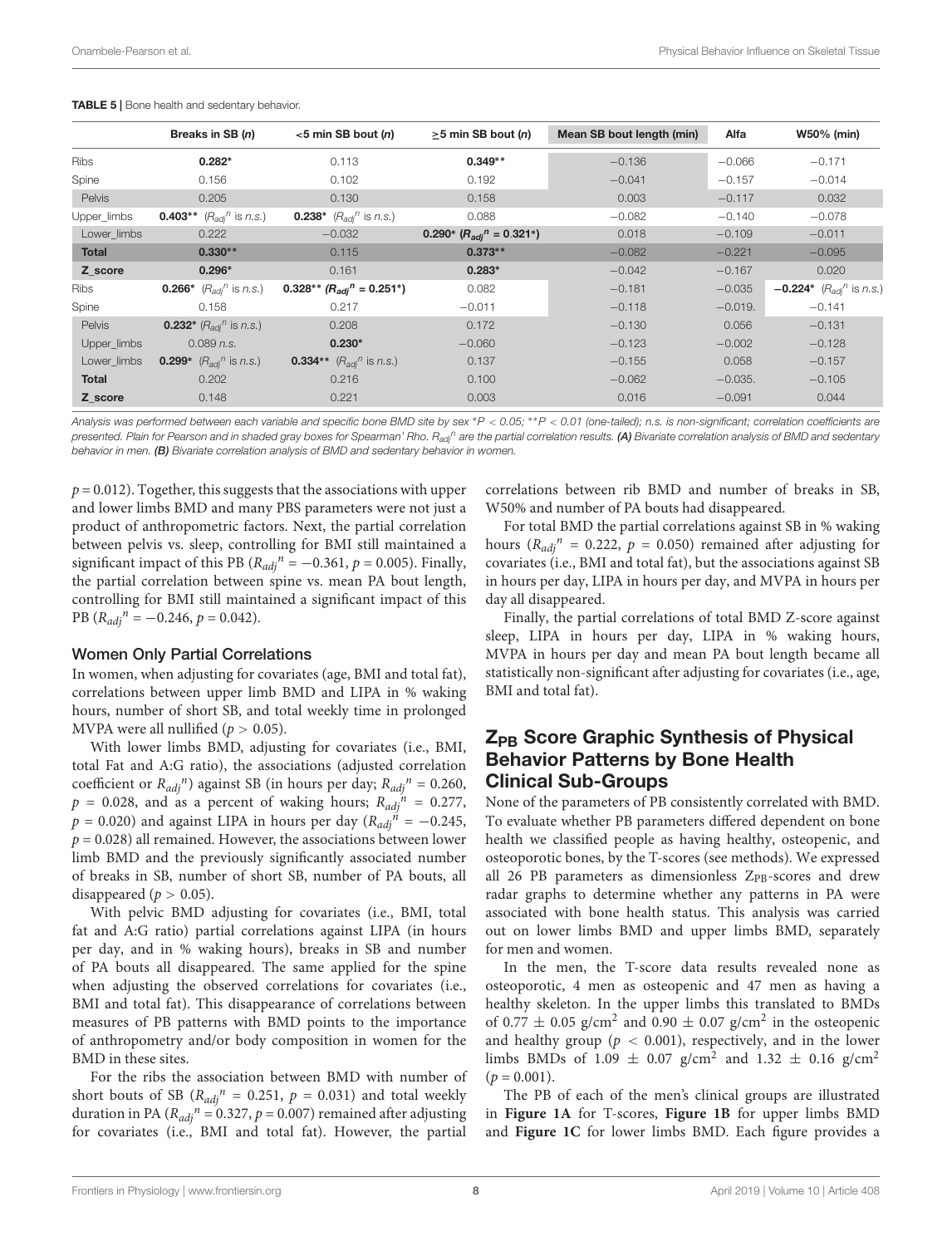**TABLE 5 |** Bone health and sedentary behavior.

| | Breaks in SB (*n*) | <5 min SB bout (*n*) | ≥5 min SB bout (*n*) | Mean SB bout length (min) | Alfa | W50% (min) |
|---|---|---|---|---|---|---|
| Ribs | **0.282*** | 0.113 | **0.349**** | −0.136 | −0.066 | −0.171 |
| Spine | 0.156 | 0.102 | 0.192 | −0.041 | −0.157 | −0.014 |
| Pelvis | 0.205 | 0.130 | 0.158 | 0.003 | −0.117 | 0.032 |
| Upper_limbs | **0.403**** ($R_{adj}{}^{n}$ is *n.s.*) | **0.238*** ($R_{adj}{}^{n}$ is *n.s.*) | 0.088 | −0.082 | −0.140 | −0.078 |
| Lower_limbs | 0.222 | −0.032 | **0.290*** (**$R_{adj}{}^{n}$ = 0.321***) | 0.018 | −0.109 | −0.011 |
| **Total** | **0.330**** | 0.115 | **0.373**** | −0.082 | −0.221 | −0.095 |
| **Z_score** | **0.296*** | 0.161 | **0.283*** | −0.042 | −0.167 | 0.020 |
| Ribs | **0.266*** ($R_{adj}{}^{n}$ is *n.s.*) | **0.328**** (**$R_{adj}{}^{n}$ = 0.251***) | 0.082 | −0.181 | −0.035 | **−0.224*** ($R_{adj}{}^{n}$ is *n.s.*) |
| Spine | 0.158 | 0.217 | −0.011 | −0.118 | −0.019. | −0.141 |
| Pelvis | **0.232*** ($R_{adj}{}^{n}$ is *n.s.*) | 0.208 | 0.172 | −0.130 | 0.056 | −0.131 |
| Upper_limbs | 0.089 *n.s.* | **0.230*** | −0.060 | −0.123 | −0.002 | −0.128 |
| Lower_limbs | **0.299*** ($R_{adj}{}^{n}$ is *n.s.*) | **0.334**** ($R_{adj}{}^{n}$ is *n.s.*) | 0.137 | −0.155 | 0.058 | −0.157 |
| **Total** | 0.202 | 0.216 | 0.100 | −0.062 | −0.035. | −0.105 |
| **Z_score** | 0.148 | 0.221 | 0.003 | 0.016 | −0.091 | 0.044 |

*Analysis was performed between each variable and specific bone BMD site by sex *P < 0.05; **P < 0.01 (one-tailed); n.s. is non-significant; correlation coefficients are presented. Plain for Pearson and in shaded gray boxes for Spearman' Rho. $R_{adj}{}^{n}$ are the partial correlation results.* ***(A)*** *Bivariate correlation analysis of BMD and sedentary behavior in men.* ***(B)*** *Bivariate correlation analysis of BMD and sedentary behavior in women.*

$p = 0.012$). Together, this suggests that the associations with upper and lower limbs BMD and many PBS parameters were not just a product of anthropometric factors. Next, the partial correlation between pelvis vs. sleep, controlling for BMI still maintained a significant impact of this PB ($R_{adj}{}^{n} = -0.361$, $p = 0.005$). Finally, the partial correlation between spine vs. mean PA bout length, controlling for BMI still maintained a significant impact of this PB ($R_{adj}{}^{n} = -0.246$, $p = 0.042$).

### Women Only Partial Correlations

In women, when adjusting for covariates (age, BMI and total fat), correlations between upper limb BMD and LIPA in % waking hours, number of short SB, and total weekly time in prolonged MVPA were all nullified ($p > 0.05$).

With lower limbs BMD, adjusting for covariates (i.e., BMI, total Fat and A:G ratio), the associations (adjusted correlation coefficient or $R_{adj}{}^{n}$) against SB (in hours per day; $R_{adj}{}^{n} = 0.260$, $p = 0.028$, and as a percent of waking hours; $R_{adj}{}^{n} = 0.277$, $p = 0.020$) and against LIPA in hours per day ($R_{adj}{}^{n} = -0.245$, $p = 0.028$) all remained. However, the associations between lower limb BMD and the previously significantly associated number of breaks in SB, number of short SB, number of PA bouts, all disappeared ($p > 0.05$).

With pelvic BMD adjusting for covariates (i.e., BMI, total fat and A:G ratio) partial correlations against LIPA (in hours per day, and in % waking hours), breaks in SB and number of PA bouts all disappeared. The same applied for the spine when adjusting the observed correlations for covariates (i.e., BMI and total fat). This disappearance of correlations between measures of PB patterns with BMD points to the importance of anthropometry and/or body composition in women for the BMD in these sites.

For the ribs the association between BMD with number of short bouts of SB ($R_{adj}{}^{n} = 0.251$, $p = 0.031$) and total weekly duration in PA ($R_{adj}{}^{n} = 0.327$, $p = 0.007$) remained after adjusting for covariates (i.e., BMI and total fat). However, the partial correlations between rib BMD and number of breaks in SB, W50% and number of PA bouts had disappeared.

For total BMD the partial correlations against SB in % waking hours ($R_{adj}{}^{n} = 0.222$, $p = 0.050$) remained after adjusting for covariates (i.e., BMI and total fat), but the associations against SB in hours per day, LIPA in hours per day, and MVPA in hours per day all disappeared.

Finally, the partial correlations of total BMD Z-score against sleep, LIPA in hours per day, LIPA in % waking hours, MVPA in hours per day and mean PA bout length became all statistically non-significant after adjusting for covariates (i.e., age, BMI and total fat).

## $Z_{PB}$ Score Graphic Synthesis of Physical Behavior Patterns by Bone Health Clinical Sub-Groups

None of the parameters of PB consistently correlated with BMD. To evaluate whether PB parameters differed dependent on bone health we classified people as having healthy, osteopenic, and osteoporotic bones, by the T-scores (see methods). We expressed all 26 PB parameters as dimensionless $Z_{PB}$-scores and drew radar graphs to determine whether any patterns in PA were associated with bone health status. This analysis was carried out on lower limbs BMD and upper limbs BMD, separately for men and women.

In the men, the T-score data results revealed none as osteoporotic, 4 men as osteopenic and 47 men as having a healthy skeleton. In the upper limbs this translated to BMDs of $0.77 \pm 0.05$ g/cm$^2$ and $0.90 \pm 0.07$ g/cm$^2$ in the osteopenic and healthy group ($p < 0.001$), respectively, and in the lower limbs BMDs of $1.09 \pm 0.07$ g/cm$^2$ and $1.32 \pm 0.16$ g/cm$^2$ ($p = 0.001$).

The PB of each of the men's clinical groups are illustrated in **Figure 1A** for T-scores, **Figure 1B** for upper limbs BMD and **Figure 1C** for lower limbs BMD. Each figure provides a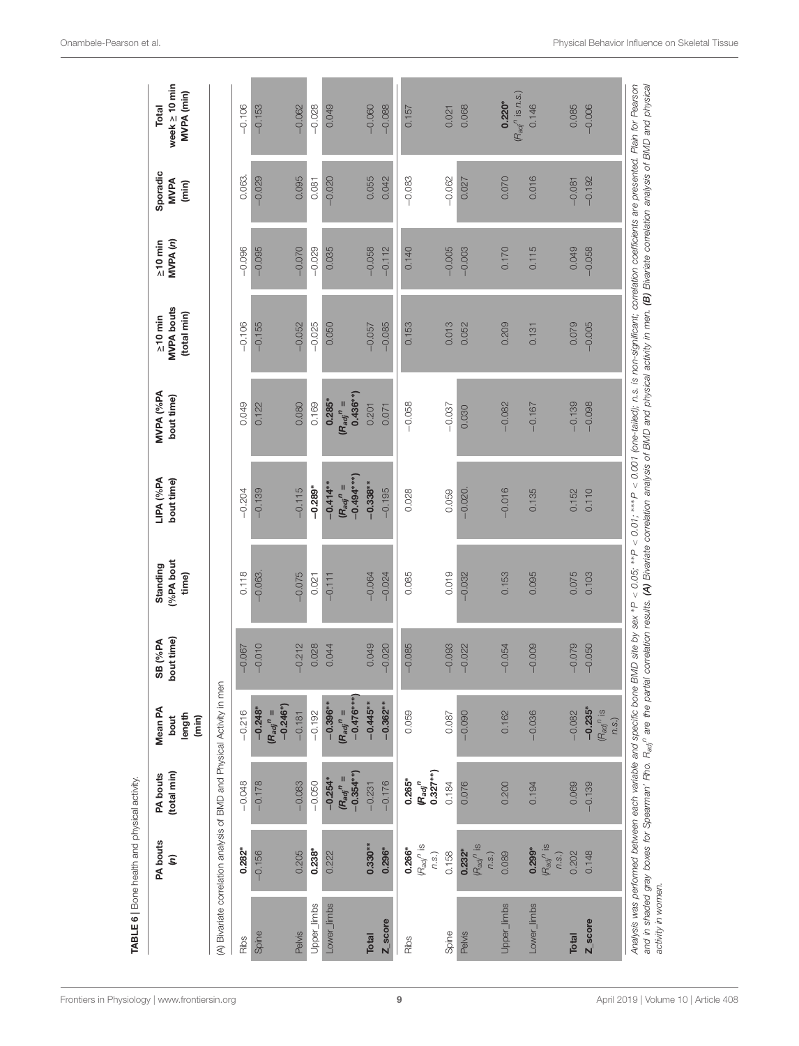**TABLE 6** | Bone health and physical activity.

| | PA bouts (n) | PA bouts (total min) | Mean PA bout length (min) | SB (%PA bout time) | Standing (%PA bout time) | LIPA (%PA bout time) | MVPA (%PA bout time) | ≥10 min MVPA bouts (total min) | ≥10 min MVPA (n) | Sporadic MVPA (min) | Total week ≥ 10 min MVPA (min) |
|---|---|---|---|---|---|---|---|---|---|---|---|
| **(A) Bivariate correlation analysis of BMD and Physical Activity in men** | | | | | | | | | | | |
| Ribs | **0.282*** | −0.048 | −0.216 | −0.067 | 0.118 | −0.204 | 0.049 | −0.106 | −0.096 | 0.063. | −0.106 |
| Spine | −0.156 | −0.178 | **−0.248*** ($R_{adj}{}^{n}$ = −0.246*) | −0.010 | −0.063. | −0.139 | 0.122 | −0.155 | −0.095 | −0.029 | −0.153 |
| Pelvis | 0.205 | −0.083 | −0.181 | −0.212 | −0.075 | −0.115 | 0.080 | −0.052 | −0.070 | 0.095 | −0.062 |
| Upper_limbs | **0.238*** | −0.050 | −0.192 | 0.028 | 0.021 | **−0.289*** | 0.169 | −0.025 | −0.029 | 0.081 | −0.028 |
| Lower_limbs | 0.222 | **−0.254*** ($R_{adj}{}^{n}$ = −0.354**) | **−0.396**** ($R_{adj}{}^{n}$ = −0.476***) | 0.044 | −0.111 | **−0.414**** ($R_{adj}{}^{n}$ = −0.494***) | **0.285*** ($R_{adj}{}^{n}$ = 0.436**) | 0.050 | 0.035 | −0.020 | 0.049 |
| **Total** | **0.330**** | −0.231 | **−0.445**** | 0.049 | −0.064 | **−0.338**** | 0.201 | −0.057 | −0.058 | 0.055 | −0.060 |
| **Z_score** | **0.296*** | −0.176 | **−0.362**** | −0.020 | −0.024 | −0.195 | 0.071 | −0.085 | −0.112 | 0.042 | −0.088 |
| **(B) Bivariate correlation analysis of BMD and physical activity in women** | | | | | | | | | | | |
| Ribs | **0.266*** ($R_{adj}{}^{n}$ is n.s.) | **0.265*** ($R_{adj}{}^{n}$ 0.327**) | 0.059 | −0.085 | 0.085 | 0.028 | −0.058 | 0.153 | 0.140 | −0.083 | 0.157 |
| Spine | 0.158 | 0.184 | 0.087 | −0.093 | 0.019 | 0.059 | −0.037 | 0.013 | −0.005 | −0.062 | 0.021 |
| Pelvis | **0.232*** ($R_{adj}{}^{n}$ is n.s.) | 0.076 | −0.090 | −0.022 | −0.032 | −0.020. | 0.030 | 0.052 | −0.003 | 0.027 | 0.068 |
| Upper_limbs | 0.089 | 0.200 | 0.162 | −0.054 | 0.153 | −0.016 | −0.082 | 0.209 | 0.170 | 0.070 | **0.220*** ($R_{adj}{}^{n}$ is n.s.) |
| Lower_limbs | **0.299*** ($R_{adj}{}^{n}$ is n.s.) | 0.194 | −0.036 | −0.009 | 0.095 | 0.135 | −0.167 | 0.131 | 0.115 | 0.016 | 0.146 |
| **Total** | 0.202 | 0.069 | −0.082 | −0.079 | 0.075 | 0.152 | −0.139 | 0.079 | 0.049 | −0.081 | 0.085 |
| **Z_score** | 0.148 | −0.139 | **−0.235*** ($R_{adj}{}^{n}$ is n.s.) | −0.050 | 0.103 | 0.110 | −0.098 | −0.005 | −0.058 | −0.192 | −0.006 |

*Analysis was performed between each variable and specific bone BMD site by sex *P < 0.05; **P < 0.01; ***P < 0.001 (one-tailed); n.s. is non-significant; correlation coefficients are presented. Plain for Pearson and in shaded gray boxes for Spearman' Rho. $R_{adj}{}^{n}$ are the partial correlation results. **(A)** Bivariate correlation analysis of BMD and physical activity in men. **(B)** Bivariate correlation analysis of BMD and physical activity in women.*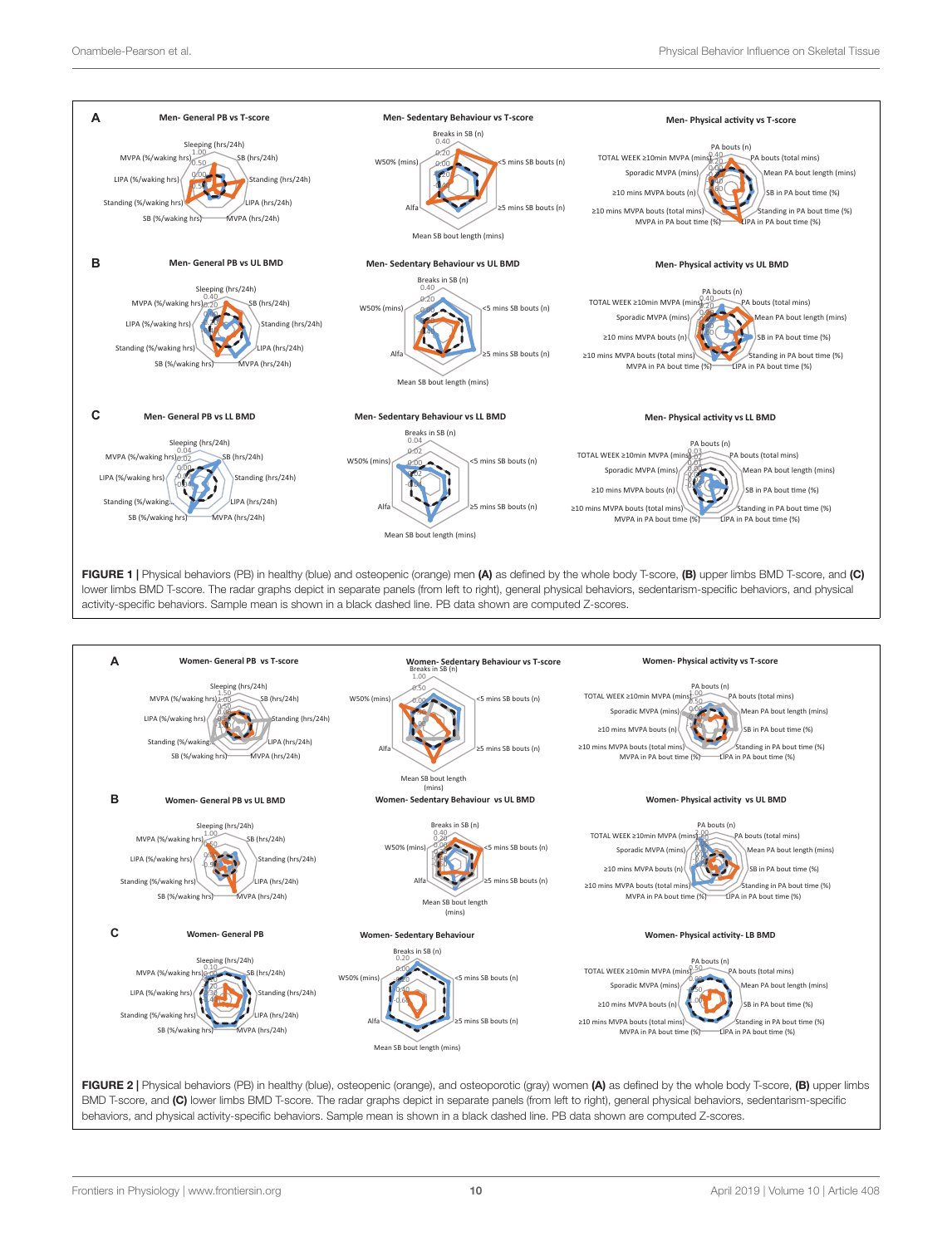**FIGURE 1 |** Physical behaviors (PB) in healthy (blue) and osteopenic (orange) men **(A)** as defined by the whole body T-score, **(B)** upper limbs BMD T-score, and **(C)** lower limbs BMD T-score. The radar graphs depict in separate panels (from left to right), general physical behaviors, sedentarism-specific behaviors, and physical activity-specific behaviors. Sample mean is shown in a black dashed line. PB data shown are computed Z-scores.

**FIGURE 2 |** Physical behaviors (PB) in healthy (blue), osteopenic (orange), and osteoporotic (gray) women **(A)** as defined by the whole body T-score, **(B)** upper limbs BMD T-score, and **(C)** lower limbs BMD T-score. The radar graphs depict in separate panels (from left to right), general physical behaviors, sedentarism-specific behaviors, and physical activity-specific behaviors. Sample mean is shown in a black dashed line. PB data shown are computed Z-scores.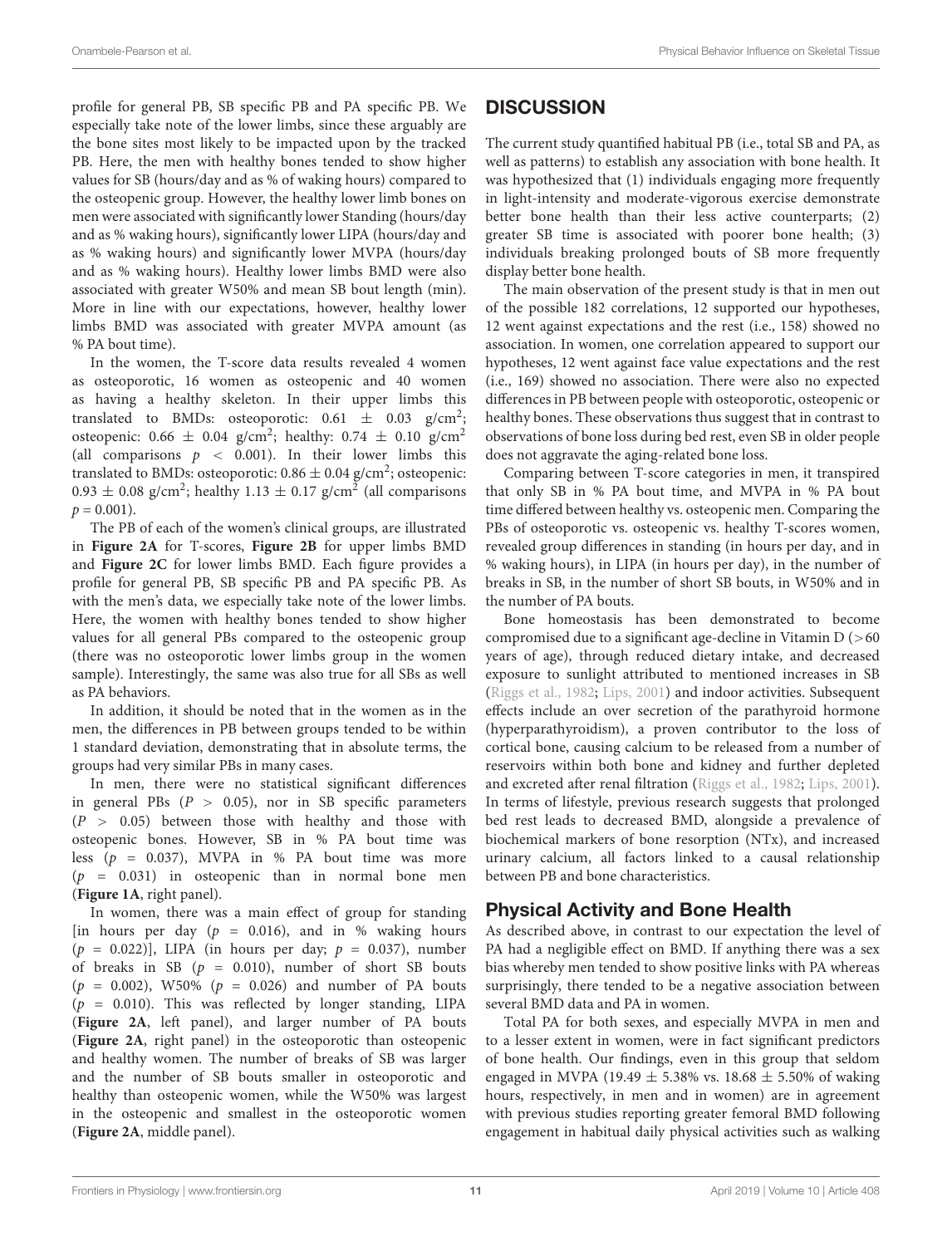profile for general PB, SB specific PB and PA specific PB. We especially take note of the lower limbs, since these arguably are the bone sites most likely to be impacted upon by the tracked PB. Here, the men with healthy bones tended to show higher values for SB (hours/day and as % of waking hours) compared to the osteopenic group. However, the healthy lower limb bones on men were associated with significantly lower Standing (hours/day and as % waking hours), significantly lower LIPA (hours/day and as % waking hours) and significantly lower MVPA (hours/day and as % waking hours). Healthy lower limbs BMD were also associated with greater W50% and mean SB bout length (min). More in line with our expectations, however, healthy lower limbs BMD was associated with greater MVPA amount (as % PA bout time).

In the women, the T-score data results revealed 4 women as osteoporotic, 16 women as osteopenic and 40 women as having a healthy skeleton. In their upper limbs this translated to BMDs: osteoporotic: $0.61 \pm 0.03$ g/cm$^2$; osteopenic: $0.66 \pm 0.04$ g/cm$^2$; healthy: $0.74 \pm 0.10$ g/cm$^2$ (all comparisons $p < 0.001$). In their lower limbs this translated to BMDs: osteoporotic: $0.86 \pm 0.04$ g/cm$^2$; osteopenic: $0.93 \pm 0.08$ g/cm$^2$; healthy $1.13 \pm 0.17$ g/cm$^2$ (all comparisons $p = 0.001$).

The PB of each of the women's clinical groups, are illustrated in **Figure 2A** for T-scores, **Figure 2B** for upper limbs BMD and **Figure 2C** for lower limbs BMD. Each figure provides a profile for general PB, SB specific PB and PA specific PB. As with the men's data, we especially take note of the lower limbs. Here, the women with healthy bones tended to show higher values for all general PBs compared to the osteopenic group (there was no osteoporotic lower limbs group in the women sample). Interestingly, the same was also true for all SBs as well as PA behaviors.

In addition, it should be noted that in the women as in the men, the differences in PB between groups tended to be within 1 standard deviation, demonstrating that in absolute terms, the groups had very similar PBs in many cases.

In men, there were no statistical significant differences in general PBs ($P > 0.05$), nor in SB specific parameters ($P > 0.05$) between those with healthy and those with osteopenic bones. However, SB in % PA bout time was less ($p = 0.037$), MVPA in % PA bout time was more ($p = 0.031$) in osteopenic than in normal bone men (**Figure 1A**, right panel).

In women, there was a main effect of group for standing [in hours per day ($p = 0.016$), and in % waking hours ($p = 0.022$)], LIPA (in hours per day; $p = 0.037$), number of breaks in SB ($p = 0.010$), number of short SB bouts ($p = 0.002$), W50% ($p = 0.026$) and number of PA bouts ($p = 0.010$). This was reflected by longer standing, LIPA (**Figure 2A**, left panel), and larger number of PA bouts (**Figure 2A**, right panel) in the osteoporotic than osteopenic and healthy women. The number of breaks of SB was larger and the number of SB bouts smaller in osteoporotic and healthy than osteopenic women, while the W50% was largest in the osteopenic and smallest in the osteoporotic women (**Figure 2A**, middle panel).

## DISCUSSION

The current study quantified habitual PB (i.e., total SB and PA, as well as patterns) to establish any association with bone health. It was hypothesized that (1) individuals engaging more frequently in light-intensity and moderate-vigorous exercise demonstrate better bone health than their less active counterparts; (2) greater SB time is associated with poorer bone health; (3) individuals breaking prolonged bouts of SB more frequently display better bone health.

The main observation of the present study is that in men out of the possible 182 correlations, 12 supported our hypotheses, 12 went against expectations and the rest (i.e., 158) showed no association. In women, one correlation appeared to support our hypotheses, 12 went against face value expectations and the rest (i.e., 169) showed no association. There were also no expected differences in PB between people with osteoporotic, osteopenic or healthy bones. These observations thus suggest that in contrast to observations of bone loss during bed rest, even SB in older people does not aggravate the aging-related bone loss.

Comparing between T-score categories in men, it transpired that only SB in % PA bout time, and MVPA in % PA bout time differed between healthy vs. osteopenic men. Comparing the PBs of osteoporotic vs. osteopenic vs. healthy T-scores women, revealed group differences in standing (in hours per day, and in % waking hours), in LIPA (in hours per day), in the number of breaks in SB, in the number of short SB bouts, in W50% and in the number of PA bouts.

Bone homeostasis has been demonstrated to become compromised due to a significant age-decline in Vitamin D (>60 years of age), through reduced dietary intake, and decreased exposure to sunlight attributed to mentioned increases in SB (Riggs et al., 1982; Lips, 2001) and indoor activities. Subsequent effects include an over secretion of the parathyroid hormone (hyperparathyroidism), a proven contributor to the loss of cortical bone, causing calcium to be released from a number of reservoirs within both bone and kidney and further depleted and excreted after renal filtration (Riggs et al., 1982; Lips, 2001). In terms of lifestyle, previous research suggests that prolonged bed rest leads to decreased BMD, alongside a prevalence of biochemical markers of bone resorption (NTx), and increased urinary calcium, all factors linked to a causal relationship between PB and bone characteristics.

### Physical Activity and Bone Health

As described above, in contrast to our expectation the level of PA had a negligible effect on BMD. If anything there was a sex bias whereby men tended to show positive links with PA whereas surprisingly, there tended to be a negative association between several BMD data and PA in women.

Total PA for both sexes, and especially MVPA in men and to a lesser extent in women, were in fact significant predictors of bone health. Our findings, even in this group that seldom engaged in MVPA ($19.49 \pm 5.38$% vs. $18.68 \pm 5.50$% of waking hours, respectively, in men and in women) are in agreement with previous studies reporting greater femoral BMD following engagement in habitual daily physical activities such as walking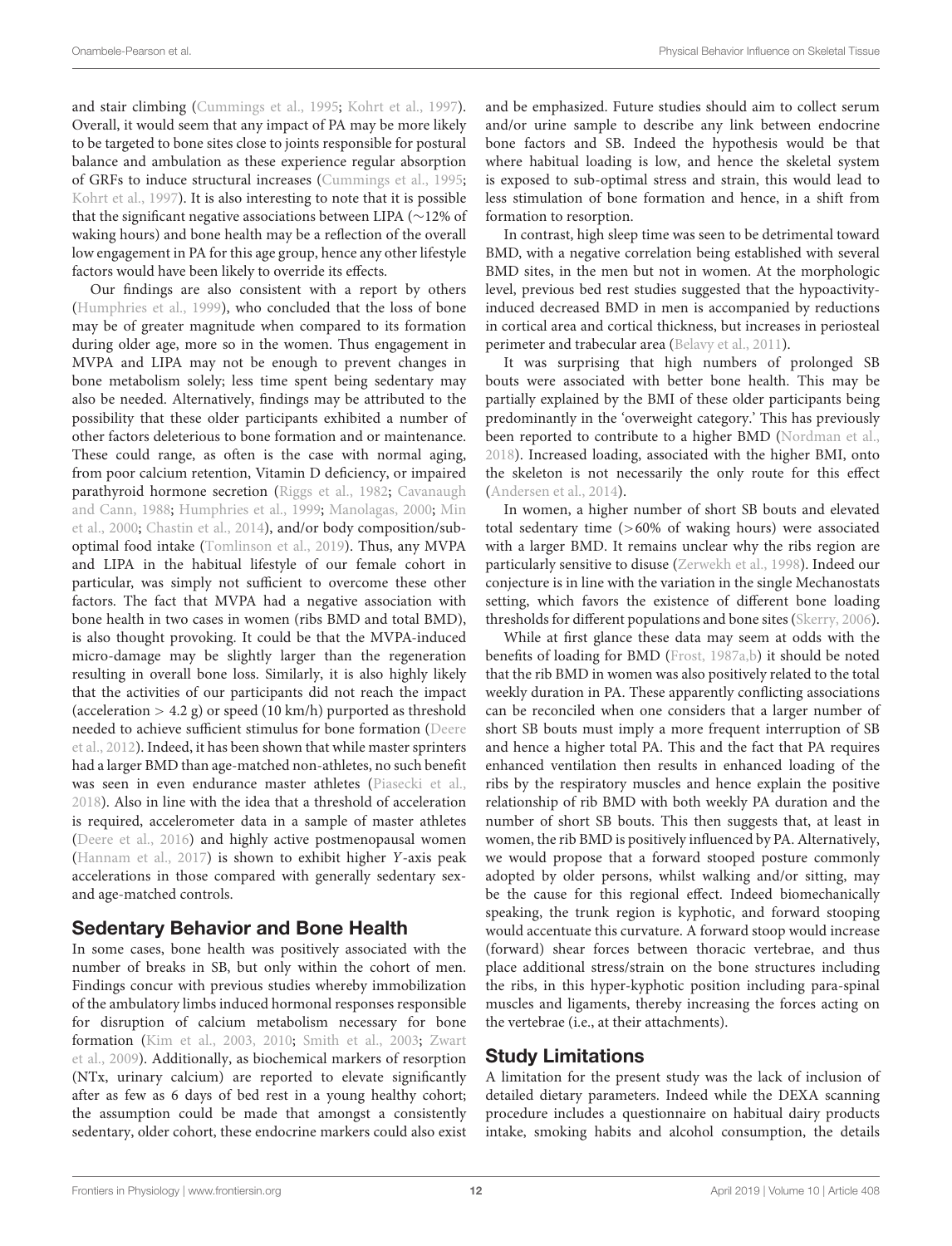and stair climbing (Cummings et al., 1995; Kohrt et al., 1997). Overall, it would seem that any impact of PA may be more likely to be targeted to bone sites close to joints responsible for postural balance and ambulation as these experience regular absorption of GRFs to induce structural increases (Cummings et al., 1995; Kohrt et al., 1997). It is also interesting to note that it is possible that the significant negative associations between LIPA (~12% of waking hours) and bone health may be a reflection of the overall low engagement in PA for this age group, hence any other lifestyle factors would have been likely to override its effects.

Our findings are also consistent with a report by others (Humphries et al., 1999), who concluded that the loss of bone may be of greater magnitude when compared to its formation during older age, more so in the women. Thus engagement in MVPA and LIPA may not be enough to prevent changes in bone metabolism solely; less time spent being sedentary may also be needed. Alternatively, findings may be attributed to the possibility that these older participants exhibited a number of other factors deleterious to bone formation and or maintenance. These could range, as often is the case with normal aging, from poor calcium retention, Vitamin D deficiency, or impaired parathyroid hormone secretion (Riggs et al., 1982; Cavanaugh and Cann, 1988; Humphries et al., 1999; Manolagas, 2000; Min et al., 2000; Chastin et al., 2014), and/or body composition/sub-optimal food intake (Tomlinson et al., 2019). Thus, any MVPA and LIPA in the habitual lifestyle of our female cohort in particular, was simply not sufficient to overcome these other factors. The fact that MVPA had a negative association with bone health in two cases in women (ribs BMD and total BMD), is also thought provoking. It could be that the MVPA-induced micro-damage may be slightly larger than the regeneration resulting in overall bone loss. Similarly, it is also highly likely that the activities of our participants did not reach the impact (acceleration > 4.2 g) or speed (10 km/h) purported as threshold needed to achieve sufficient stimulus for bone formation (Deere et al., 2012). Indeed, it has been shown that while master sprinters had a larger BMD than age-matched non-athletes, no such benefit was seen in even endurance master athletes (Piasecki et al., 2018). Also in line with the idea that a threshold of acceleration is required, accelerometer data in a sample of master athletes (Deere et al., 2016) and highly active postmenopausal women (Hannam et al., 2017) is shown to exhibit higher *Y*-axis peak accelerations in those compared with generally sedentary sex- and age-matched controls.

## Sedentary Behavior and Bone Health

In some cases, bone health was positively associated with the number of breaks in SB, but only within the cohort of men. Findings concur with previous studies whereby immobilization of the ambulatory limbs induced hormonal responses responsible for disruption of calcium metabolism necessary for bone formation (Kim et al., 2003, 2010; Smith et al., 2003; Zwart et al., 2009). Additionally, as biochemical markers of resorption (NTx, urinary calcium) are reported to elevate significantly after as few as 6 days of bed rest in a young healthy cohort; the assumption could be made that amongst a consistently sedentary, older cohort, these endocrine markers could also exist and be emphasized. Future studies should aim to collect serum and/or urine sample to describe any link between endocrine bone factors and SB. Indeed the hypothesis would be that where habitual loading is low, and hence the skeletal system is exposed to sub-optimal stress and strain, this would lead to less stimulation of bone formation and hence, in a shift from formation to resorption.

In contrast, high sleep time was seen to be detrimental toward BMD, with a negative correlation being established with several BMD sites, in the men but not in women. At the morphologic level, previous bed rest studies suggested that the hypoactivity-induced decreased BMD in men is accompanied by reductions in cortical area and cortical thickness, but increases in periosteal perimeter and trabecular area (Belavy et al., 2011).

It was surprising that high numbers of prolonged SB bouts were associated with better bone health. This may be partially explained by the BMI of these older participants being predominantly in the 'overweight category.' This has previously been reported to contribute to a higher BMD (Nordman et al., 2018). Increased loading, associated with the higher BMI, onto the skeleton is not necessarily the only route for this effect (Andersen et al., 2014).

In women, a higher number of short SB bouts and elevated total sedentary time (>60% of waking hours) were associated with a larger BMD. It remains unclear why the ribs region are particularly sensitive to disuse (Zerwekh et al., 1998). Indeed our conjecture is in line with the variation in the single Mechanostats setting, which favors the existence of different bone loading thresholds for different populations and bone sites (Skerry, 2006).

While at first glance these data may seem at odds with the benefits of loading for BMD (Frost, 1987a,b) it should be noted that the rib BMD in women was also positively related to the total weekly duration in PA. These apparently conflicting associations can be reconciled when one considers that a larger number of short SB bouts must imply a more frequent interruption of SB and hence a higher total PA. This and the fact that PA requires enhanced ventilation then results in enhanced loading of the ribs by the respiratory muscles and hence explain the positive relationship of rib BMD with both weekly PA duration and the number of short SB bouts. This then suggests that, at least in women, the rib BMD is positively influenced by PA. Alternatively, we would propose that a forward stooped posture commonly adopted by older persons, whilst walking and/or sitting, may be the cause for this regional effect. Indeed biomechanically speaking, the trunk region is kyphotic, and forward stooping would accentuate this curvature. A forward stoop would increase (forward) shear forces between thoracic vertebrae, and thus place additional stress/strain on the bone structures including the ribs, in this hyper-kyphotic position including para-spinal muscles and ligaments, thereby increasing the forces acting on the vertebrae (i.e., at their attachments).

## Study Limitations

A limitation for the present study was the lack of inclusion of detailed dietary parameters. Indeed while the DEXA scanning procedure includes a questionnaire on habitual dairy products intake, smoking habits and alcohol consumption, the details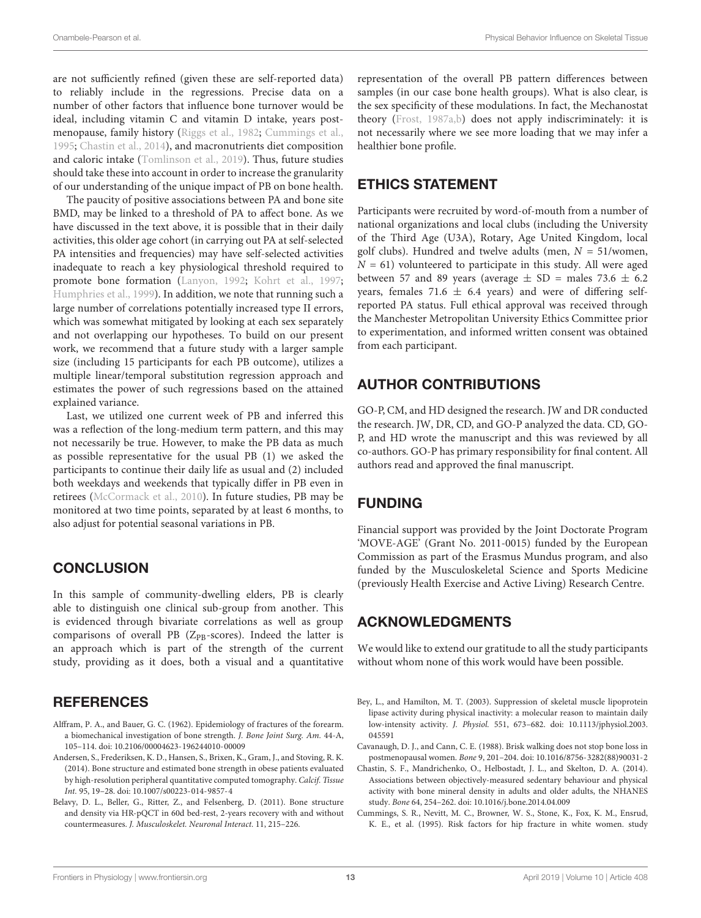are not sufficiently refined (given these are self-reported data) to reliably include in the regressions. Precise data on a number of other factors that influence bone turnover would be ideal, including vitamin C and vitamin D intake, years post-menopause, family history (Riggs et al., 1982; Cummings et al., 1995; Chastin et al., 2014), and macronutrients diet composition and caloric intake (Tomlinson et al., 2019). Thus, future studies should take these into account in order to increase the granularity of our understanding of the unique impact of PB on bone health.

The paucity of positive associations between PA and bone site BMD, may be linked to a threshold of PA to affect bone. As we have discussed in the text above, it is possible that in their daily activities, this older age cohort (in carrying out PA at self-selected PA intensities and frequencies) may have self-selected activities inadequate to reach a key physiological threshold required to promote bone formation (Lanyon, 1992; Kohrt et al., 1997; Humphries et al., 1999). In addition, we note that running such a large number of correlations potentially increased type II errors, which was somewhat mitigated by looking at each sex separately and not overlapping our hypotheses. To build on our present work, we recommend that a future study with a larger sample size (including 15 participants for each PB outcome), utilizes a multiple linear/temporal substitution regression approach and estimates the power of such regressions based on the attained explained variance.

Last, we utilized one current week of PB and inferred this was a reflection of the long-medium term pattern, and this may not necessarily be true. However, to make the PB data as much as possible representative for the usual PB (1) we asked the participants to continue their daily life as usual and (2) included both weekdays and weekends that typically differ in PB even in retirees (McCormack et al., 2010). In future studies, PB may be monitored at two time points, separated by at least 6 months, to also adjust for potential seasonal variations in PB.

## CONCLUSION

In this sample of community-dwelling elders, PB is clearly able to distinguish one clinical sub-group from another. This is evidenced through bivariate correlations as well as group comparisons of overall PB ($Z_{PB}$-scores). Indeed the latter is an approach which is part of the strength of the current study, providing as it does, both a visual and a quantitative representation of the overall PB pattern differences between samples (in our case bone health groups). What is also clear, is the sex specificity of these modulations. In fact, the Mechanostat theory (Frost, 1987a,b) does not apply indiscriminately: it is not necessarily where we see more loading that we may infer a healthier bone profile.

## ETHICS STATEMENT

Participants were recruited by word-of-mouth from a number of national organizations and local clubs (including the University of the Third Age (U3A), Rotary, Age United Kingdom, local golf clubs). Hundred and twelve adults (men, $N = 51$/women, $N = 61$) volunteered to participate in this study. All were aged between 57 and 89 years (average ± SD = males 73.6 ± 6.2 years, females 71.6 ± 6.4 years) and were of differing self-reported PA status. Full ethical approval was received through the Manchester Metropolitan University Ethics Committee prior to experimentation, and informed written consent was obtained from each participant.

## AUTHOR CONTRIBUTIONS

GO-P, CM, and HD designed the research. JW and DR conducted the research. JW, DR, CD, and GO-P analyzed the data. CD, GO-P, and HD wrote the manuscript and this was reviewed by all co-authors. GO-P has primary responsibility for final content. All authors read and approved the final manuscript.

## FUNDING

Financial support was provided by the Joint Doctorate Program 'MOVE-AGE' (Grant No. 2011-0015) funded by the European Commission as part of the Erasmus Mundus program, and also funded by the Musculoskeletal Science and Sports Medicine (previously Health Exercise and Active Living) Research Centre.

## ACKNOWLEDGMENTS

We would like to extend our gratitude to all the study participants without whom none of this work would have been possible.

## REFERENCES

Alffram, P. A., and Bauer, G. C. (1962). Epidemiology of fractures of the forearm. a biomechanical investigation of bone strength. *J. Bone Joint Surg. Am.* 44-A, 105–114. doi: 10.2106/00004623-196244010-00009

Andersen, S., Frederiksen, K. D., Hansen, S., Brixen, K., Gram, J., and Stoving, R. K. (2014). Bone structure and estimated bone strength in obese patients evaluated by high-resolution peripheral quantitative computed tomography. *Calcif. Tissue Int.* 95, 19–28. doi: 10.1007/s00223-014-9857-4

Belavy, D. L., Beller, G., Ritter, Z., and Felsenberg, D. (2011). Bone structure and density via HR-pQCT in 60d bed-rest, 2-years recovery with and without countermeasures. *J. Musculoskelet. Neuronal Interact.* 11, 215–226.

Bey, L., and Hamilton, M. T. (2003). Suppression of skeletal muscle lipoprotein lipase activity during physical inactivity: a molecular reason to maintain daily low-intensity activity. *J. Physiol.* 551, 673–682. doi: 10.1113/jphysiol.2003.045591

Cavanaugh, D. J., and Cann, C. E. (1988). Brisk walking does not stop bone loss in postmenopausal women. *Bone* 9, 201–204. doi: 10.1016/8756-3282(88)90031-2

Chastin, S. F., Mandrichenko, O., Helbostadt, J. L., and Skelton, D. A. (2014). Associations between objectively-measured sedentary behaviour and physical activity with bone mineral density in adults and older adults, the NHANES study. *Bone* 64, 254–262. doi: 10.1016/j.bone.2014.04.009

Cummings, S. R., Nevitt, M. C., Browner, W. S., Stone, K., Fox, K. M., Ensrud, K. E., et al. (1995). Risk factors for hip fracture in white women. study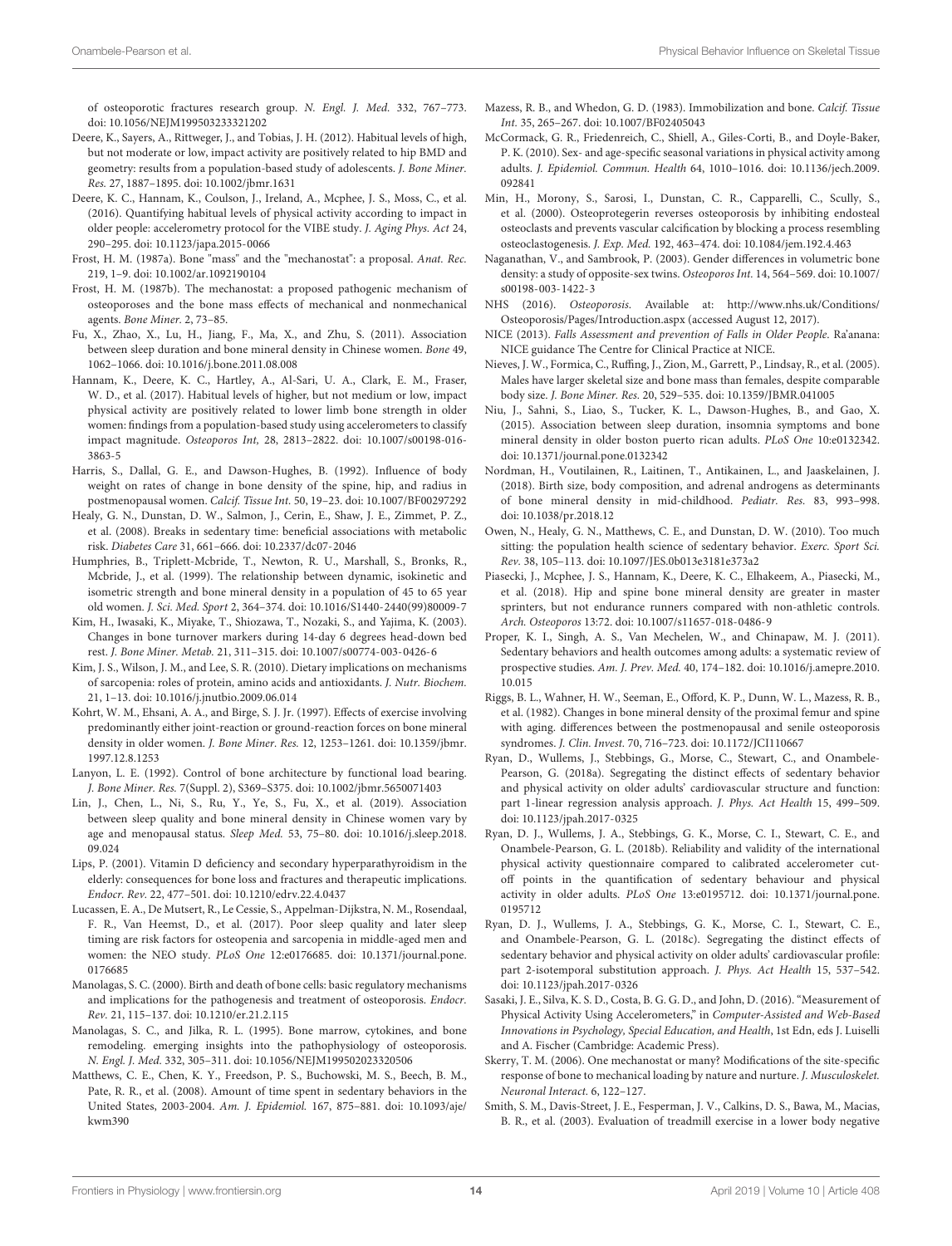of osteoporotic fractures research group. *N. Engl. J. Med.* 332, 767–773. doi: 10.1056/NEJM199503233321202

Deere, K., Sayers, A., Rittweger, J., and Tobias, J. H. (2012). Habitual levels of high, but not moderate or low, impact activity are positively related to hip BMD and geometry: results from a population-based study of adolescents. *J. Bone Miner. Res.* 27, 1887–1895. doi: 10.1002/jbmr.1631

Deere, K. C., Hannam, K., Coulson, J., Ireland, A., Mcphee, J. S., Moss, C., et al. (2016). Quantifying habitual levels of physical activity according to impact in older people: accelerometry protocol for the VIBE study. *J. Aging Phys. Act* 24, 290–295. doi: 10.1123/japa.2015-0066

Frost, H. M. (1987a). Bone "mass" and the "mechanostat": a proposal. *Anat. Rec.* 219, 1–9. doi: 10.1002/ar.1092190104

Frost, H. M. (1987b). The mechanostat: a proposed pathogenic mechanism of osteoporoses and the bone mass effects of mechanical and nonmechanical agents. *Bone Miner.* 2, 73–85.

Fu, X., Zhao, X., Lu, H., Jiang, F., Ma, X., and Zhu, S. (2011). Association between sleep duration and bone mineral density in Chinese women. *Bone* 49, 1062–1066. doi: 10.1016/j.bone.2011.08.008

Hannam, K., Deere, K. C., Hartley, A., Al-Sari, U. A., Clark, E. M., Fraser, W. D., et al. (2017). Habitual levels of higher, but not medium or low, impact physical activity are positively related to lower limb bone strength in older women: findings from a population-based study using accelerometers to classify impact magnitude. *Osteoporos Int,* 28, 2813–2822. doi: 10.1007/s00198-016-3863-5

Harris, S., Dallal, G. E., and Dawson-Hughes, B. (1992). Influence of body weight on rates of change in bone density of the spine, hip, and radius in postmenopausal women. *Calcif. Tissue Int.* 50, 19–23. doi: 10.1007/BF00297292

Healy, G. N., Dunstan, D. W., Salmon, J., Cerin, E., Shaw, J. E., Zimmet, P. Z., et al. (2008). Breaks in sedentary time: beneficial associations with metabolic risk. *Diabetes Care* 31, 661–666. doi: 10.2337/dc07-2046

Humphries, B., Triplett-Mcbride, T., Newton, R. U., Marshall, S., Bronks, R., Mcbride, J., et al. (1999). The relationship between dynamic, isokinetic and isometric strength and bone mineral density in a population of 45 to 65 year old women. *J. Sci. Med. Sport* 2, 364–374. doi: 10.1016/S1440-2440(99)80009-7

Kim, H., Iwasaki, K., Miyake, T., Shiozawa, T., Nozaki, S., and Yajima, K. (2003). Changes in bone turnover markers during 14-day 6 degrees head-down bed rest. *J. Bone Miner. Metab.* 21, 311–315. doi: 10.1007/s00774-003-0426-6

Kim, J. S., Wilson, J. M., and Lee, S. R. (2010). Dietary implications on mechanisms of sarcopenia: roles of protein, amino acids and antioxidants. *J. Nutr. Biochem.* 21, 1–13. doi: 10.1016/j.jnutbio.2009.06.014

Kohrt, W. M., Ehsani, A. A., and Birge, S. J. Jr. (1997). Effects of exercise involving predominantly either joint-reaction or ground-reaction forces on bone mineral density in older women. *J. Bone Miner. Res.* 12, 1253–1261. doi: 10.1359/jbmr.1997.12.8.1253

Lanyon, L. E. (1992). Control of bone architecture by functional load bearing. *J. Bone Miner. Res.* 7(Suppl. 2), S369–S375. doi: 10.1002/jbmr.5650071403

Lin, J., Chen, L., Ni, S., Ru, Y., Ye, S., Fu, X., et al. (2019). Association between sleep quality and bone mineral density in Chinese women vary by age and menopausal status. *Sleep Med.* 53, 75–80. doi: 10.1016/j.sleep.2018.09.024

Lips, P. (2001). Vitamin D deficiency and secondary hyperparathyroidism in the elderly: consequences for bone loss and fractures and therapeutic implications. *Endocr. Rev.* 22, 477–501. doi: 10.1210/edrv.22.4.0437

Lucassen, E. A., De Mutsert, R., Le Cessie, S., Appelman-Dijkstra, N. M., Rosendaal, F. R., Van Heemst, D., et al. (2017). Poor sleep quality and later sleep timing are risk factors for osteopenia and sarcopenia in middle-aged men and women: the NEO study. *PLoS One* 12:e0176685. doi: 10.1371/journal.pone.0176685

Manolagas, S. C. (2000). Birth and death of bone cells: basic regulatory mechanisms and implications for the pathogenesis and treatment of osteoporosis. *Endocr. Rev.* 21, 115–137. doi: 10.1210/er.21.2.115

Manolagas, S. C., and Jilka, R. L. (1995). Bone marrow, cytokines, and bone remodeling. emerging insights into the pathophysiology of osteoporosis. *N. Engl. J. Med.* 332, 305–311. doi: 10.1056/NEJM199502023320506

Matthews, C. E., Chen, K. Y., Freedson, P. S., Buchowski, M. S., Beech, B. M., Pate, R. R., et al. (2008). Amount of time spent in sedentary behaviors in the United States, 2003-2004. *Am. J. Epidemiol.* 167, 875–881. doi: 10.1093/aje/kwm390

Mazess, R. B., and Whedon, G. D. (1983). Immobilization and bone. *Calcif. Tissue Int.* 35, 265–267. doi: 10.1007/BF02405043

McCormack, G. R., Friedenreich, C., Shiell, A., Giles-Corti, B., and Doyle-Baker, P. K. (2010). Sex- and age-specific seasonal variations in physical activity among adults. *J. Epidemiol. Commun. Health* 64, 1010–1016. doi: 10.1136/jech.2009.092841

Min, H., Morony, S., Sarosi, I., Dunstan, C. R., Capparelli, C., Scully, S., et al. (2000). Osteoprotegerin reverses osteoporosis by inhibiting endosteal osteoclasts and prevents vascular calcification by blocking a process resembling osteoclastogenesis. *J. Exp. Med.* 192, 463–474. doi: 10.1084/jem.192.4.463

Naganathan, V., and Sambrook, P. (2003). Gender differences in volumetric bone density: a study of opposite-sex twins. *Osteoporos Int.* 14, 564–569. doi: 10.1007/s00198-003-1422-3

NHS (2016). *Osteoporosis*. Available at: http://www.nhs.uk/Conditions/Osteoporosis/Pages/Introduction.aspx (accessed August 12, 2017).

NICE (2013). *Falls Assessment and prevention of Falls in Older People*. Ra'anana: NICE guidance The Centre for Clinical Practice at NICE.

Nieves, J. W., Formica, C., Ruffing, J., Zion, M., Garrett, P., Lindsay, R., et al. (2005). Males have larger skeletal size and bone mass than females, despite comparable body size. *J. Bone Miner. Res.* 20, 529–535. doi: 10.1359/JBMR.041005

Niu, J., Sahni, S., Liao, S., Tucker, K. L., Dawson-Hughes, B., and Gao, X. (2015). Association between sleep duration, insomnia symptoms and bone mineral density in older boston puerto rican adults. *PLoS One* 10:e0132342. doi: 10.1371/journal.pone.0132342

Nordman, H., Voutilainen, R., Laitinen, T., Antikainen, L., and Jaaskelainen, J. (2018). Birth size, body composition, and adrenal androgens as determinants of bone mineral density in mid-childhood. *Pediatr. Res.* 83, 993–998. doi: 10.1038/pr.2018.12

Owen, N., Healy, G. N., Matthews, C. E., and Dunstan, D. W. (2010). Too much sitting: the population health science of sedentary behavior. *Exerc. Sport Sci. Rev.* 38, 105–113. doi: 10.1097/JES.0b013e3181e373a2

Piasecki, J., Mcphee, J. S., Hannam, K., Deere, K. C., Elhakeem, A., Piasecki, M., et al. (2018). Hip and spine bone mineral density are greater in master sprinters, but not endurance runners compared with non-athletic controls. *Arch. Osteoporos* 13:72. doi: 10.1007/s11657-018-0486-9

Proper, K. I., Singh, A. S., Van Mechelen, W., and Chinapaw, M. J. (2011). Sedentary behaviors and health outcomes among adults: a systematic review of prospective studies. *Am. J. Prev. Med.* 40, 174–182. doi: 10.1016/j.amepre.2010.10.015

Riggs, B. L., Wahner, H. W., Seeman, E., Offord, K. P., Dunn, W. L., Mazess, R. B., et al. (1982). Changes in bone mineral density of the proximal femur and spine with aging. differences between the postmenopausal and senile osteoporosis syndromes. *J. Clin. Invest.* 70, 716–723. doi: 10.1172/JCI110667

Ryan, D., Wullems, J., Stebbings, G., Morse, C., Stewart, C., and Onambele-Pearson, G. (2018a). Segregating the distinct effects of sedentary behavior and physical activity on older adults' cardiovascular structure and function: part 1-linear regression analysis approach. *J. Phys. Act Health* 15, 499–509. doi: 10.1123/jpah.2017-0325

Ryan, D. J., Wullems, J. A., Stebbings, G. K., Morse, C. I., Stewart, C. E., and Onambele-Pearson, G. L. (2018b). Reliability and validity of the international physical activity questionnaire compared to calibrated accelerometer cut-off points in the quantification of sedentary behaviour and physical activity in older adults. *PLoS One* 13:e0195712. doi: 10.1371/journal.pone.0195712

Ryan, D. J., Wullems, J. A., Stebbings, G. K., Morse, C. I., Stewart, C. E., and Onambele-Pearson, G. L. (2018c). Segregating the distinct effects of sedentary behavior and physical activity on older adults' cardiovascular profile: part 2-isotemporal substitution approach. *J. Phys. Act Health* 15, 537–542. doi: 10.1123/jpah.2017-0326

Sasaki, J. E., Silva, K. S. D., Costa, B. G. G. D., and John, D. (2016). "Measurement of Physical Activity Using Accelerometers," in *Computer-Assisted and Web-Based Innovations in Psychology, Special Education, and Health*, 1st Edn, eds J. Luiselli and A. Fischer (Cambridge: Academic Press).

Skerry, T. M. (2006). One mechanostat or many? Modifications of the site-specific response of bone to mechanical loading by nature and nurture. *J. Musculoskelet. Neuronal Interact.* 6, 122–127.

Smith, S. M., Davis-Street, J. E., Fesperman, J. V., Calkins, D. S., Bawa, M., Macias, B. R., et al. (2003). Evaluation of treadmill exercise in a lower body negative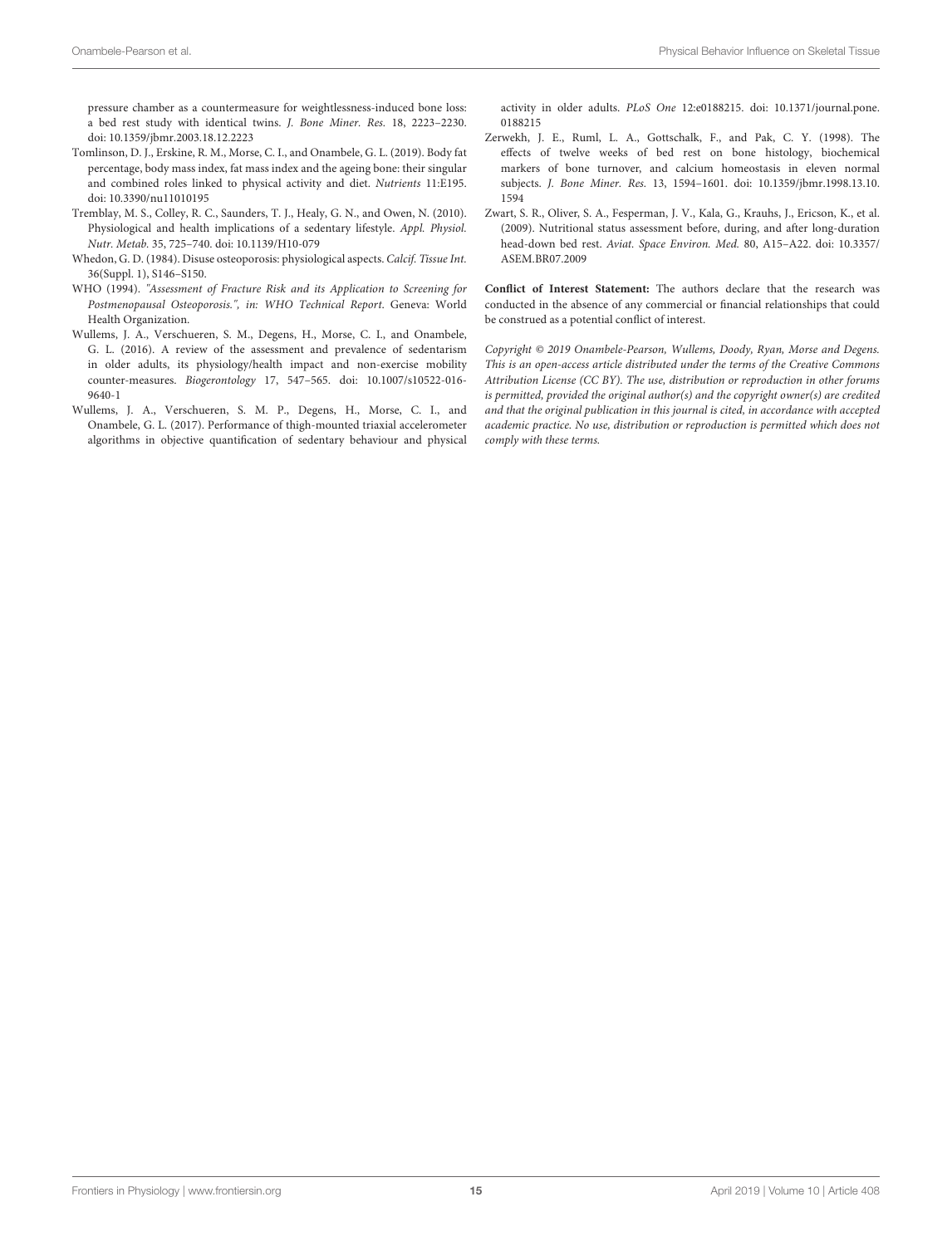pressure chamber as a countermeasure for weightlessness-induced bone loss: a bed rest study with identical twins. *J. Bone Miner. Res.* 18, 2223–2230. doi: 10.1359/jbmr.2003.18.12.2223

Tomlinson, D. J., Erskine, R. M., Morse, C. I., and Onambele, G. L. (2019). Body fat percentage, body mass index, fat mass index and the ageing bone: their singular and combined roles linked to physical activity and diet. *Nutrients* 11:E195. doi: 10.3390/nu11010195

Tremblay, M. S., Colley, R. C., Saunders, T. J., Healy, G. N., and Owen, N. (2010). Physiological and health implications of a sedentary lifestyle. *Appl. Physiol. Nutr. Metab.* 35, 725–740. doi: 10.1139/H10-079

Whedon, G. D. (1984). Disuse osteoporosis: physiological aspects. *Calcif. Tissue Int.* 36(Suppl. 1), S146–S150.

WHO (1994). *"Assessment of Fracture Risk and its Application to Screening for Postmenopausal Osteoporosis.", in: WHO Technical Report*. Geneva: World Health Organization.

Wullems, J. A., Verschueren, S. M., Degens, H., Morse, C. I., and Onambele, G. L. (2016). A review of the assessment and prevalence of sedentarism in older adults, its physiology/health impact and non-exercise mobility counter-measures. *Biogerontology* 17, 547–565. doi: 10.1007/s10522-016-9640-1

Wullems, J. A., Verschueren, S. M. P., Degens, H., Morse, C. I., and Onambele, G. L. (2017). Performance of thigh-mounted triaxial accelerometer algorithms in objective quantification of sedentary behaviour and physical activity in older adults. *PLoS One* 12:e0188215. doi: 10.1371/journal.pone.0188215

Zerwekh, J. E., Ruml, L. A., Gottschalk, F., and Pak, C. Y. (1998). The effects of twelve weeks of bed rest on bone histology, biochemical markers of bone turnover, and calcium homeostasis in eleven normal subjects. *J. Bone Miner. Res.* 13, 1594–1601. doi: 10.1359/jbmr.1998.13.10.1594

Zwart, S. R., Oliver, S. A., Fesperman, J. V., Kala, G., Krauhs, J., Ericson, K., et al. (2009). Nutritional status assessment before, during, and after long-duration head-down bed rest. *Aviat. Space Environ. Med.* 80, A15–A22. doi: 10.3357/ASEM.BR07.2009

**Conflict of Interest Statement:** The authors declare that the research was conducted in the absence of any commercial or financial relationships that could be construed as a potential conflict of interest.

*Copyright © 2019 Onambele-Pearson, Wullems, Doody, Ryan, Morse and Degens. This is an open-access article distributed under the terms of the Creative Commons Attribution License (CC BY). The use, distribution or reproduction in other forums is permitted, provided the original author(s) and the copyright owner(s) are credited and that the original publication in this journal is cited, in accordance with accepted academic practice. No use, distribution or reproduction is permitted which does not comply with these terms.*